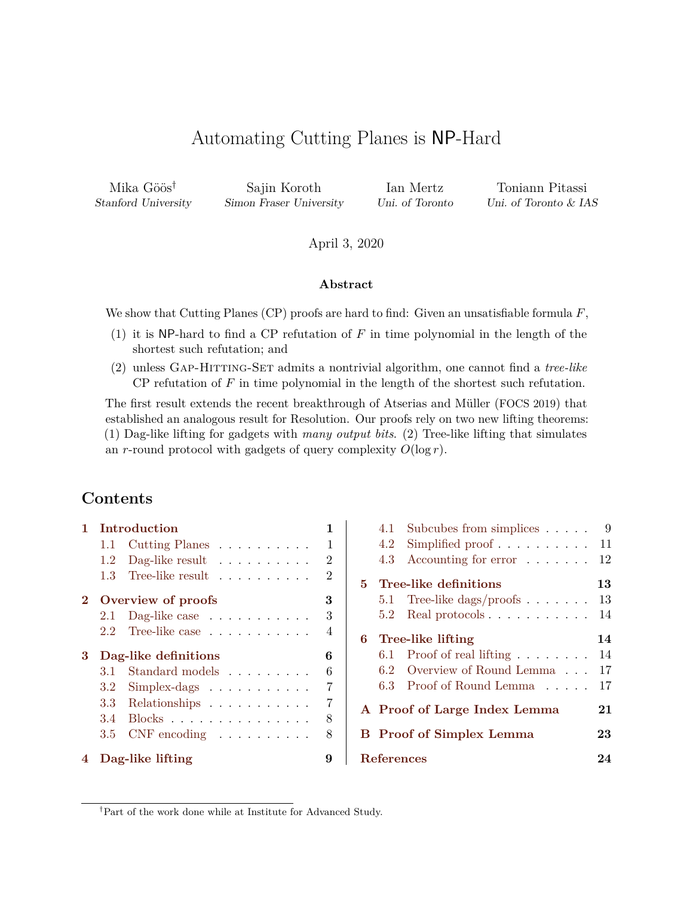# Automating Cutting Planes is NP-Hard

Mika Göös[†] — *Stanford University*

Sajin Koroth — *Simon Fraser University*

Ian Mertz — *Uni. of Toronto*

Toniann Pitassi — *Uni. of Toronto & IAS*

April 3, 2020

**Abstract**

We show that Cutting Planes (CP) proofs are hard to find: Given an unsatisfiable formula $F$,

(1) it is NP-hard to find a CP refutation of $F$ in time polynomial in the length of the shortest such refutation; and

(2) unless Gap-Hitting-Set admits a nontrivial algorithm, one cannot find a *tree-like* CP refutation of $F$ in time polynomial in the length of the shortest such refutation.

The first result extends the recent breakthrough of Atserias and Müller (FOCS 2019) that established an analogous result for Resolution. Our proofs rely on two new lifting theorems: (1) Dag-like lifting for gadgets with *many output bits*. (2) Tree-like lifting that simulates an $r$-round protocol with gadgets of query complexity $O(\log r)$.

## Contents

- **1 Introduction** — 1
  - 1.1 Cutting Planes — 1
  - 1.2 Dag-like result — 2
  - 1.3 Tree-like result — 2
- **2 Overview of proofs** — 3
  - 2.1 Dag-like case — 3
  - 2.2 Tree-like case — 4
- **3 Dag-like definitions** — 6
  - 3.1 Standard models — 6
  - 3.2 Simplex-dags — 7
  - 3.3 Relationships — 7
  - 3.4 Blocks — 8
  - 3.5 CNF encoding — 8
- **4 Dag-like lifting** — 9
  - 4.1 Subcubes from simplices — 9
  - 4.2 Simplified proof — 11
  - 4.3 Accounting for error — 12
- **5 Tree-like definitions** — 13
  - 5.1 Tree-like dags/proofs — 13
  - 5.2 Real protocols — 14
- **6 Tree-like lifting** — 14
  - 6.1 Proof of real lifting — 14
  - 6.2 Overview of Round Lemma — 17
  - 6.3 Proof of Round Lemma — 17
- **A Proof of Large Index Lemma** — 21
- **B Proof of Simplex Lemma** — 23
- **References** — 24

[†]Part of the work done while at Institute for Advanced Study.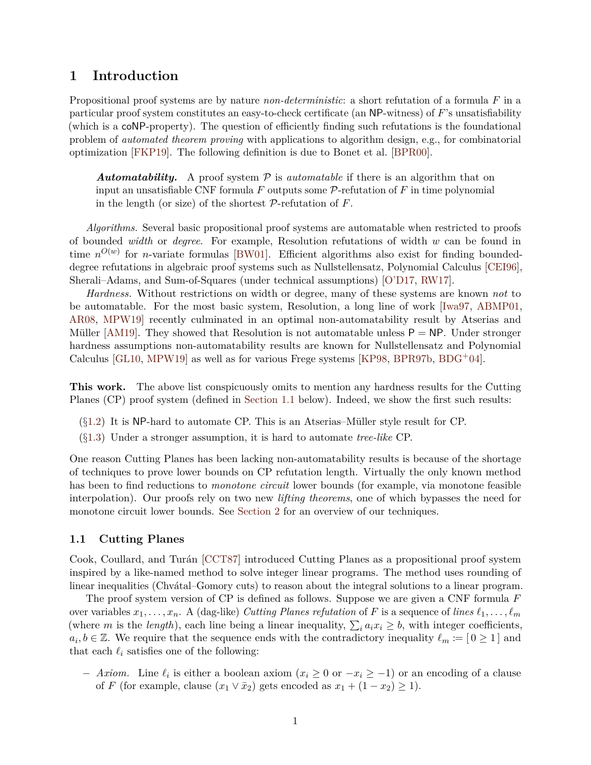# 1 Introduction

Propositional proof systems are by nature *non-deterministic*: a short refutation of a formula $F$ in a particular proof system constitutes an easy-to-check certificate (an NP-witness) of $F$'s unsatisfiability (which is a coNP-property). The question of efficiently finding such refutations is the foundational problem of *automated theorem proving* with applications to algorithm design, e.g., for combinatorial optimization [FKP19]. The following definition is due to Bonet et al. [BPR00].

> ***Automatability.*** A proof system $\mathcal{P}$ is *automatable* if there is an algorithm that on input an unsatisfiable CNF formula $F$ outputs some $\mathcal{P}$-refutation of $F$ in time polynomial in the length (or size) of the shortest $\mathcal{P}$-refutation of $F$.

*Algorithms.* Several basic propositional proof systems are automatable when restricted to proofs of bounded *width* or *degree*. For example, Resolution refutations of width $w$ can be found in time $n^{O(w)}$ for $n$-variate formulas [BW01]. Efficient algorithms also exist for finding bounded-degree refutations in algebraic proof systems such as Nullstellensatz, Polynomial Calculus [CEI96], Sherali–Adams, and Sum-of-Squares (under technical assumptions) [O'D17, RW17].

*Hardness.* Without restrictions on width or degree, many of these systems are known *not* to be automatable. For the most basic system, Resolution, a long line of work [Iwa97, ABMP01, AR08, MPW19] recently culminated in an optimal non-automatability result by Atserias and Müller [AM19]. They showed that Resolution is not automatable unless $\mathsf{P} = \mathsf{NP}$. Under stronger hardness assumptions non-automatability results are known for Nullstellensatz and Polynomial Calculus [GL10, MPW19] as well as for various Frege systems [KP98, BPR97b, BDG+04].

**This work.** The above list conspicuously omits to mention any hardness results for the Cutting Planes (CP) proof system (defined in Section 1.1 below). Indeed, we show the first such results:

(§1.2) It is NP-hard to automate CP. This is an Atserias–Müller style result for CP.

(§1.3) Under a stronger assumption, it is hard to automate *tree-like* CP.

One reason Cutting Planes has been lacking non-automatability results is because of the shortage of techniques to prove lower bounds on CP refutation length. Virtually the only known method has been to find reductions to *monotone circuit* lower bounds (for example, via monotone feasible interpolation). Our proofs rely on two new *lifting theorems*, one of which bypasses the need for monotone circuit lower bounds. See Section 2 for an overview of our techniques.

## 1.1 Cutting Planes

Cook, Coullard, and Turán [CCT87] introduced Cutting Planes as a propositional proof system inspired by a like-named method to solve integer linear programs. The method uses rounding of linear inequalities (Chvátal–Gomory cuts) to reason about the integral solutions to a linear program.

The proof system version of CP is defined as follows. Suppose we are given a CNF formula $F$ over variables $x_1, \dots, x_n$. A (dag-like) *Cutting Planes refutation* of $F$ is a sequence of *lines* $\ell_1, \dots, \ell_m$ (where $m$ is the *length*), each line being a linear inequality, $\sum_i a_i x_i \geq b$, with integer coefficients, $a_i, b \in \mathbb{Z}$. We require that the sequence ends with the contradictory inequality $\ell_m := [\, 0 \geq 1 \,]$ and that each $\ell_i$ satisfies one of the following:

– *Axiom.* Line $\ell_i$ is either a boolean axiom ($x_i \geq 0$ or $-x_i \geq -1$) or an encoding of a clause of $F$ (for example, clause $(x_1 \vee \bar{x}_2)$ gets encoded as $x_1 + (1 - x_2) \geq 1$).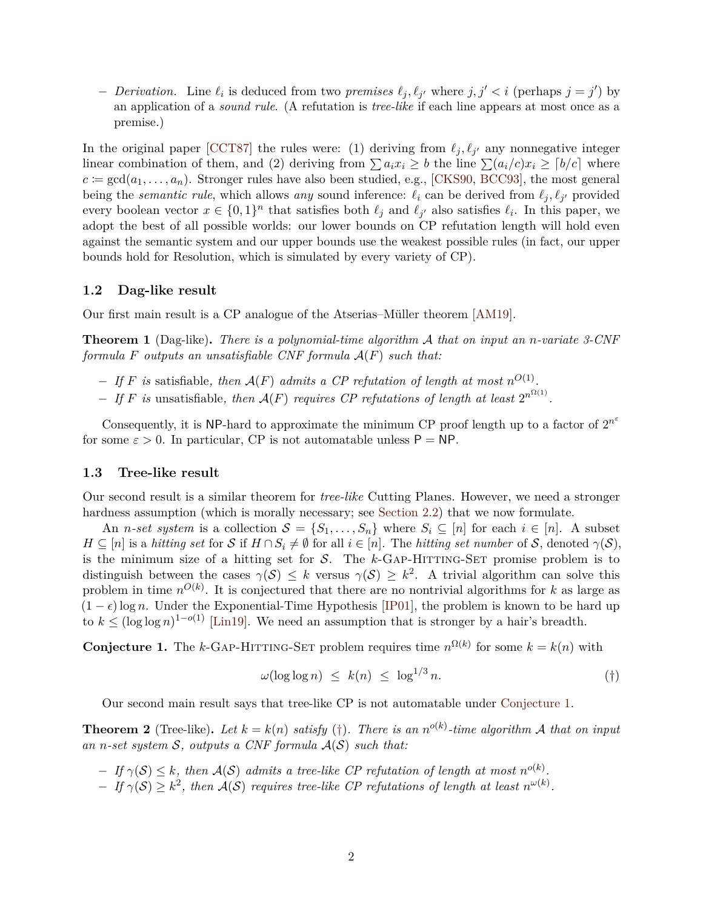- *Derivation.* Line $\ell_i$ is deduced from two *premises* $\ell_j, \ell_{j'}$ where $j, j' < i$ (perhaps $j = j'$) by an application of a *sound rule*. (A refutation is *tree-like* if each line appears at most once as a premise.)

In the original paper [CCT87] the rules were: (1) deriving from $\ell_j, \ell_{j'}$ any nonnegative integer linear combination of them, and (2) deriving from $\sum a_i x_i \geq b$ the line $\sum (a_i/c) x_i \geq \lceil b/c \rceil$ where $c \coloneqq \gcd(a_1, \ldots, a_n)$. Stronger rules have also been studied, e.g., [CKS90, BCC93], the most general being the *semantic rule*, which allows *any* sound inference: $\ell_i$ can be derived from $\ell_j, \ell_{j'}$ provided every boolean vector $x \in \{0,1\}^n$ that satisfies both $\ell_j$ and $\ell_{j'}$ also satisfies $\ell_i$. In this paper, we adopt the best of all possible worlds: our lower bounds on CP refutation length will hold even against the semantic system and our upper bounds use the weakest possible rules (in fact, our upper bounds hold for Resolution, which is simulated by every variety of CP).

### 1.2 Dag-like result

Our first main result is a CP analogue of the Atserias–Müller theorem [AM19].

**Theorem 1** (Dag-like)**.** *There is a polynomial-time algorithm $\mathcal{A}$ that on input an $n$-variate 3-CNF formula $F$ outputs an unsatisfiable CNF formula $\mathcal{A}(F)$ such that:*

- *If $F$ is* satisfiable*, then $\mathcal{A}(F)$ admits a CP refutation of length at most $n^{O(1)}$.*
- *If $F$ is* unsatisfiable*, then $\mathcal{A}(F)$ requires CP refutations of length at least $2^{n^{\Omega(1)}}$.*

Consequently, it is NP-hard to approximate the minimum CP proof length up to a factor of $2^{n^{\varepsilon}}$ for some $\varepsilon > 0$. In particular, CP is not automatable unless P = NP.

### 1.3 Tree-like result

Our second result is a similar theorem for *tree-like* Cutting Planes. However, we need a stronger hardness assumption (which is morally necessary; see Section 2.2) that we now formulate.

An *$n$-set system* is a collection $\mathcal{S} = \{S_1, \ldots, S_n\}$ where $S_i \subseteq [n]$ for each $i \in [n]$. A subset $H \subseteq [n]$ is a *hitting set* for $\mathcal{S}$ if $H \cap S_i \neq \emptyset$ for all $i \in [n]$. The *hitting set number* of $\mathcal{S}$, denoted $\gamma(\mathcal{S})$, is the minimum size of a hitting set for $\mathcal{S}$. The $k$-Gap-Hitting-Set promise problem is to distinguish between the cases $\gamma(\mathcal{S}) \leq k$ versus $\gamma(\mathcal{S}) \geq k^2$. A trivial algorithm can solve this problem in time $n^{O(k)}$. It is conjectured that there are no nontrivial algorithms for $k$ as large as $(1 - \epsilon)\log n$. Under the Exponential-Time Hypothesis [IP01], the problem is known to be hard up to $k \leq (\log \log n)^{1-o(1)}$ [Lin19]. We need an assumption that is stronger by a hair's breadth.

**Conjecture 1.** The $k$-Gap-Hitting-Set problem requires time $n^{\Omega(k)}$ for some $k = k(n)$ with

$$\omega(\log \log n) \;\leq\; k(n) \;\leq\; \log^{1/3} n. \qquad (\dagger)$$

Our second main result says that tree-like CP is not automatable under Conjecture 1.

**Theorem 2** (Tree-like)**.** *Let $k = k(n)$ satisfy ($\dagger$). There is an $n^{o(k)}$-time algorithm $\mathcal{A}$ that on input an $n$-set system $\mathcal{S}$, outputs a CNF formula $\mathcal{A}(\mathcal{S})$ such that:*

- *If $\gamma(\mathcal{S}) \leq k$, then $\mathcal{A}(\mathcal{S})$ admits a tree-like CP refutation of length at most $n^{o(k)}$.*
- *If $\gamma(\mathcal{S}) \geq k^2$, then $\mathcal{A}(\mathcal{S})$ requires tree-like CP refutations of length at least $n^{\omega(k)}$.*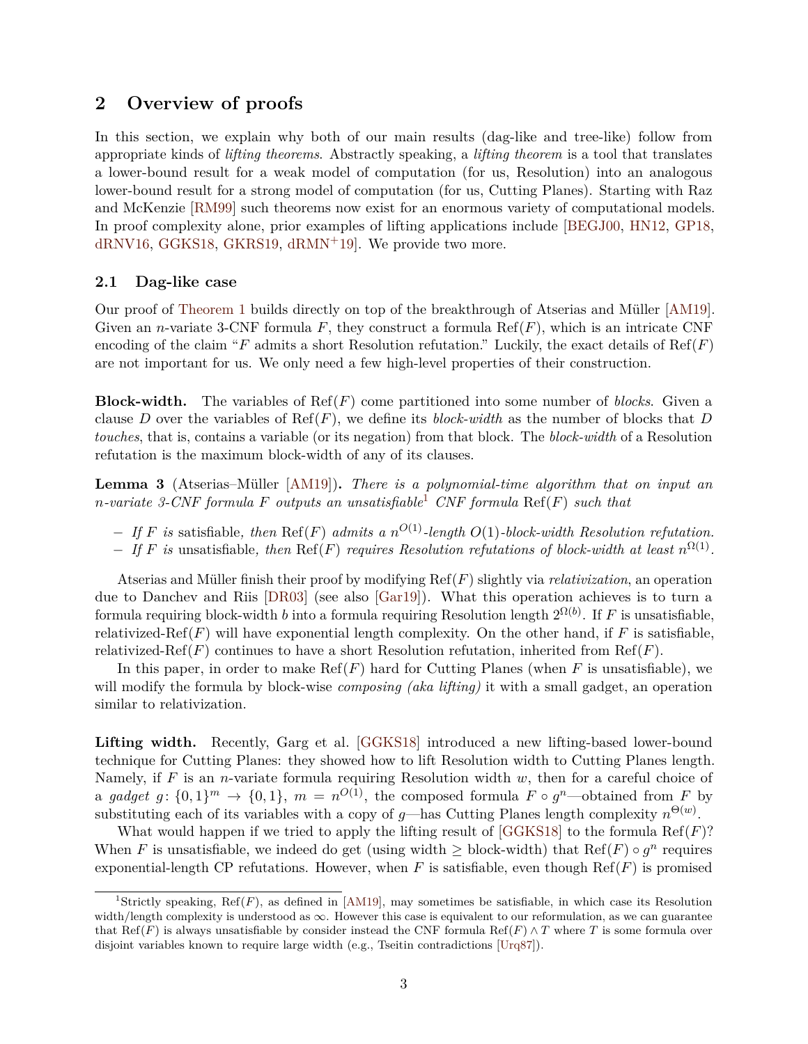## 2 Overview of proofs

In this section, we explain why both of our main results (dag-like and tree-like) follow from appropriate kinds of *lifting theorems*. Abstractly speaking, a *lifting theorem* is a tool that translates a lower-bound result for a weak model of computation (for us, Resolution) into an analogous lower-bound result for a strong model of computation (for us, Cutting Planes). Starting with Raz and McKenzie [RM99] such theorems now exist for an enormous variety of computational models. In proof complexity alone, prior examples of lifting applications include [BEGJ00, HN12, GP18, dRNV16, GGKS18, GKRS19, dRMN+19]. We provide two more.

### 2.1 Dag-like case

Our proof of Theorem 1 builds directly on top of the breakthrough of Atserias and Müller [AM19]. Given an $n$-variate 3-CNF formula $F$, they construct a formula $\mathrm{Ref}(F)$, which is an intricate CNF encoding of the claim "$F$ admits a short Resolution refutation." Luckily, the exact details of $\mathrm{Ref}(F)$ are not important for us. We only need a few high-level properties of their construction.

**Block-width.** The variables of $\mathrm{Ref}(F)$ come partitioned into some number of *blocks*. Given a clause $D$ over the variables of $\mathrm{Ref}(F)$, we define its *block-width* as the number of blocks that $D$ *touches*, that is, contains a variable (or its negation) from that block. The *block-width* of a Resolution refutation is the maximum block-width of any of its clauses.

**Lemma 3** (Atserias–Müller [AM19])**.** *There is a polynomial-time algorithm that on input an $n$-variate 3-CNF formula $F$ outputs an unsatisfiable[1] CNF formula $\mathrm{Ref}(F)$ such that*

- *If $F$ is* satisfiable*, then $\mathrm{Ref}(F)$ admits a $n^{O(1)}$-length $O(1)$-block-width Resolution refutation.*
- *If $F$ is* unsatisfiable*, then $\mathrm{Ref}(F)$ requires Resolution refutations of block-width at least $n^{\Omega(1)}$.*

Atserias and Müller finish their proof by modifying $\mathrm{Ref}(F)$ slightly via *relativization*, an operation due to Danchev and Riis [DR03] (see also [Gar19]). What this operation achieves is to turn a formula requiring block-width $b$ into a formula requiring Resolution length $2^{\Omega(b)}$. If $F$ is unsatisfiable, relativized-$\mathrm{Ref}(F)$ will have exponential length complexity. On the other hand, if $F$ is satisfiable, relativized-$\mathrm{Ref}(F)$ continues to have a short Resolution refutation, inherited from $\mathrm{Ref}(F)$.

In this paper, in order to make $\mathrm{Ref}(F)$ hard for Cutting Planes (when $F$ is unsatisfiable), we will modify the formula by block-wise *composing (aka lifting)* it with a small gadget, an operation similar to relativization.

**Lifting width.** Recently, Garg et al. [GGKS18] introduced a new lifting-based lower-bound technique for Cutting Planes: they showed how to lift Resolution width to Cutting Planes length. Namely, if $F$ is an $n$-variate formula requiring Resolution width $w$, then for a careful choice of a *gadget* $g\colon \{0,1\}^m \to \{0,1\}$, $m = n^{O(1)}$, the composed formula $F \circ g^n$—obtained from $F$ by substituting each of its variables with a copy of $g$—has Cutting Planes length complexity $n^{\Theta(w)}$.

What would happen if we tried to apply the lifting result of [GGKS18] to the formula $\mathrm{Ref}(F)$? When $F$ is unsatisfiable, we indeed do get (using width $\geq$ block-width) that $\mathrm{Ref}(F) \circ g^n$ requires exponential-length CP refutations. However, when $F$ is satisfiable, even though $\mathrm{Ref}(F)$ is promised

[1] Strictly speaking, $\mathrm{Ref}(F)$, as defined in [AM19], may sometimes be satisfiable, in which case its Resolution width/length complexity is understood as $\infty$. However this case is equivalent to our reformulation, as we can guarantee that $\mathrm{Ref}(F)$ is always unsatisfiable by consider instead the CNF formula $\mathrm{Ref}(F) \wedge T$ where $T$ is some formula over disjoint variables known to require large width (e.g., Tseitin contradictions [Urq87]).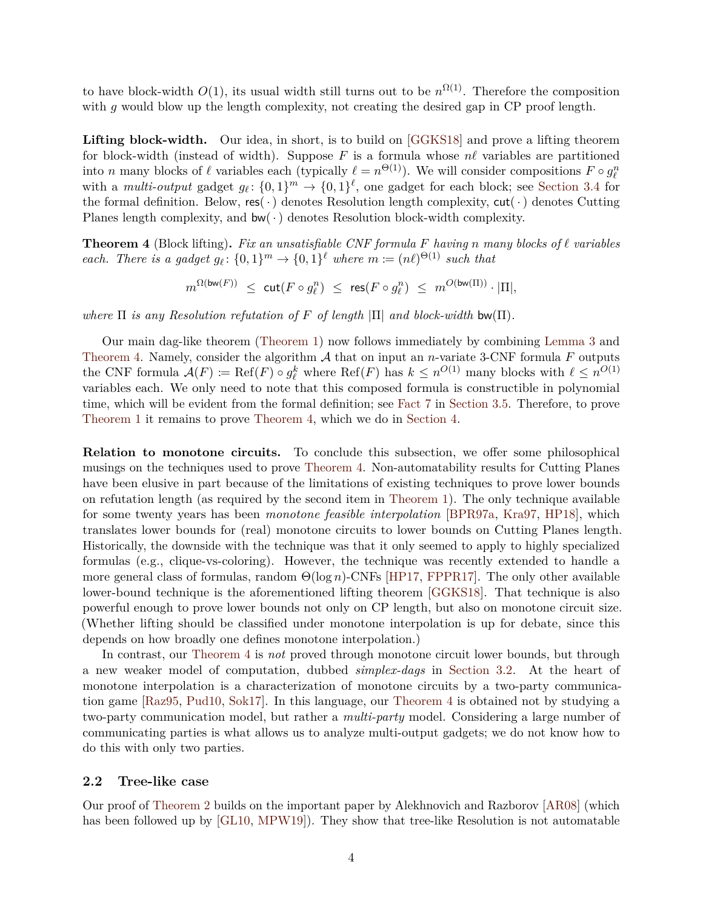to have block-width $O(1)$, its usual width still turns out to be $n^{\Omega(1)}$. Therefore the composition with $g$ would blow up the length complexity, not creating the desired gap in CP proof length.

**Lifting block-width.** Our idea, in short, is to build on [GGKS18] and prove a lifting theorem for block-width (instead of width). Suppose $F$ is a formula whose $n\ell$ variables are partitioned into $n$ many blocks of $\ell$ variables each (typically $\ell = n^{\Theta(1)}$). We will consider compositions $F \circ g_\ell^n$ with a *multi-output* gadget $g_\ell \colon \{0,1\}^m \to \{0,1\}^\ell$, one gadget for each block; see Section 3.4 for the formal definition. Below, $\mathsf{res}(\cdot)$ denotes Resolution length complexity, $\mathsf{cut}(\cdot)$ denotes Cutting Planes length complexity, and $\mathsf{bw}(\cdot)$ denotes Resolution block-width complexity.

**Theorem 4** (Block lifting)**.** *Fix an unsatisfiable CNF formula $F$ having $n$ many blocks of $\ell$ variables each. There is a gadget $g_\ell \colon \{0,1\}^m \to \{0,1\}^\ell$ where $m := (n\ell)^{\Theta(1)}$ such that*

$$m^{\Omega(\mathsf{bw}(F))} \;\le\; \mathsf{cut}(F \circ g_\ell^n) \;\le\; \mathsf{res}(F \circ g_\ell^n) \;\le\; m^{O(\mathsf{bw}(\Pi))} \cdot |\Pi|,$$

*where $\Pi$ is any Resolution refutation of $F$ of length $|\Pi|$ and block-width $\mathsf{bw}(\Pi)$.*

Our main dag-like theorem (Theorem 1) now follows immediately by combining Lemma 3 and Theorem 4. Namely, consider the algorithm $\mathcal{A}$ that on input an $n$-variate 3-CNF formula $F$ outputs the CNF formula $\mathcal{A}(F) := \mathrm{Ref}(F) \circ g_\ell^k$ where $\mathrm{Ref}(F)$ has $k \le n^{O(1)}$ many blocks with $\ell \le n^{O(1)}$ variables each. We only need to note that this composed formula is constructible in polynomial time, which will be evident from the formal definition; see Fact 7 in Section 3.5. Therefore, to prove Theorem 1 it remains to prove Theorem 4, which we do in Section 4.

**Relation to monotone circuits.** To conclude this subsection, we offer some philosophical musings on the techniques used to prove Theorem 4. Non-automatability results for Cutting Planes have been elusive in part because of the limitations of existing techniques to prove lower bounds on refutation length (as required by the second item in Theorem 1). The only technique available for some twenty years has been *monotone feasible interpolation* [BPR97a, Kra97, HP18], which translates lower bounds for (real) monotone circuits to lower bounds on Cutting Planes length. Historically, the downside with the technique was that it only seemed to apply to highly specialized formulas (e.g., clique-vs-coloring). However, the technique was recently extended to handle a more general class of formulas, random $\Theta(\log n)$-CNFs [HP17, FPPR17]. The only other available lower-bound technique is the aforementioned lifting theorem [GGKS18]. That technique is also powerful enough to prove lower bounds not only on CP length, but also on monotone circuit size. (Whether lifting should be classified under monotone interpolation is up for debate, since this depends on how broadly one defines monotone interpolation.)

In contrast, our Theorem 4 is *not* proved through monotone circuit lower bounds, but through a new weaker model of computation, dubbed *simplex-dags* in Section 3.2. At the heart of monotone interpolation is a characterization of monotone circuits by a two-party communication game [Raz95, Pud10, Sok17]. In this language, our Theorem 4 is obtained not by studying a two-party communication model, but rather a *multi-party* model. Considering a large number of communicating parties is what allows us to analyze multi-output gadgets; we do not know how to do this with only two parties.

### 2.2 Tree-like case

Our proof of Theorem 2 builds on the important paper by Alekhnovich and Razborov [AR08] (which has been followed up by [GL10, MPW19]). They show that tree-like Resolution is not automatable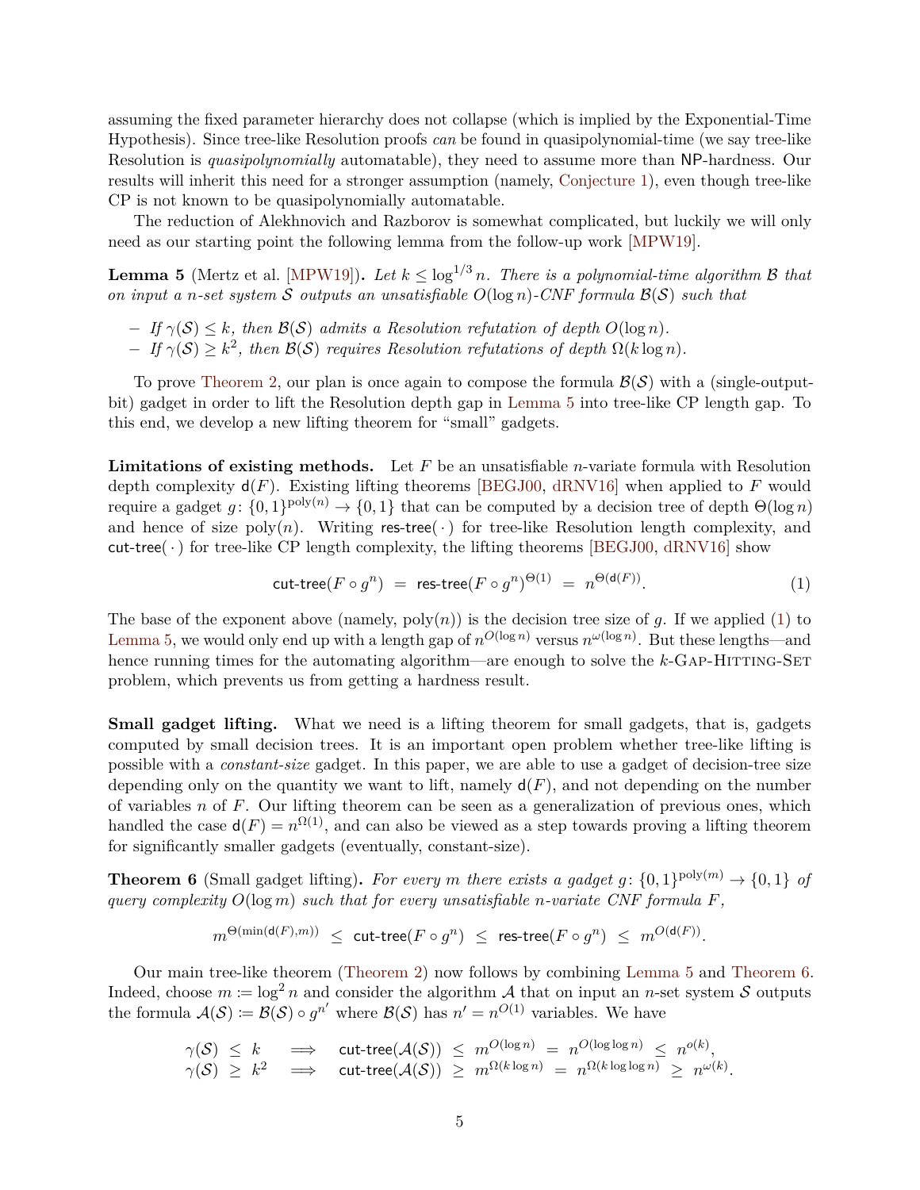assuming the fixed parameter hierarchy does not collapse (which is implied by the Exponential-Time Hypothesis). Since tree-like Resolution proofs *can* be found in quasipolynomial-time (we say tree-like Resolution is *quasipolynomially* automatable), they need to assume more than NP-hardness. Our results will inherit this need for a stronger assumption (namely, Conjecture 1), even though tree-like CP is not known to be quasipolynomially automatable.

The reduction of Alekhnovich and Razborov is somewhat complicated, but luckily we will only need as our starting point the following lemma from the follow-up work [MPW19].

**Lemma 5** (Mertz et al. [MPW19])**.** *Let $k \leq \log^{1/3} n$. There is a polynomial-time algorithm $\mathcal{B}$ that on input a $n$-set system $\mathcal{S}$ outputs an unsatisfiable $O(\log n)$-CNF formula $\mathcal{B}(\mathcal{S})$ such that*

- *If $\gamma(\mathcal{S}) \leq k$, then $\mathcal{B}(\mathcal{S})$ admits a Resolution refutation of depth $O(\log n)$.*
- *If $\gamma(\mathcal{S}) \geq k^2$, then $\mathcal{B}(\mathcal{S})$ requires Resolution refutations of depth $\Omega(k \log n)$.*

To prove Theorem 2, our plan is once again to compose the formula $\mathcal{B}(\mathcal{S})$ with a (single-output-bit) gadget in order to lift the Resolution depth gap in Lemma 5 into tree-like CP length gap. To this end, we develop a new lifting theorem for "small" gadgets.

**Limitations of existing methods.** Let $F$ be an unsatisfiable $n$-variate formula with Resolution depth complexity $\mathsf{d}(F)$. Existing lifting theorems [BEGJ00, dRNV16] when applied to $F$ would require a gadget $g\colon \{0,1\}^{\mathrm{poly}(n)} \to \{0,1\}$ that can be computed by a decision tree of depth $\Theta(\log n)$ and hence of size $\mathrm{poly}(n)$. Writing $\mathsf{res\text{-}tree}(\cdot)$ for tree-like Resolution length complexity, and $\mathsf{cut\text{-}tree}(\cdot)$ for tree-like CP length complexity, the lifting theorems [BEGJ00, dRNV16] show

$$\mathsf{cut\text{-}tree}(F \circ g^n) \;=\; \mathsf{res\text{-}tree}(F \circ g^n)^{\Theta(1)} \;=\; n^{\Theta(\mathsf{d}(F))}. \tag{1}$$

The base of the exponent above (namely, $\mathrm{poly}(n)$) is the decision tree size of $g$. If we applied (1) to Lemma 5, we would only end up with a length gap of $n^{O(\log n)}$ versus $n^{\omega(\log n)}$. But these lengths—and hence running times for the automating algorithm—are enough to solve the $k$-Gap-Hitting-Set problem, which prevents us from getting a hardness result.

**Small gadget lifting.** What we need is a lifting theorem for small gadgets, that is, gadgets computed by small decision trees. It is an important open problem whether tree-like lifting is possible with a *constant-size* gadget. In this paper, we are able to use a gadget of decision-tree size depending only on the quantity we want to lift, namely $\mathsf{d}(F)$, and not depending on the number of variables $n$ of $F$. Our lifting theorem can be seen as a generalization of previous ones, which handled the case $\mathsf{d}(F) = n^{\Omega(1)}$, and can also be viewed as a step towards proving a lifting theorem for significantly smaller gadgets (eventually, constant-size).

**Theorem 6** (Small gadget lifting)**.** *For every $m$ there exists a gadget $g\colon \{0,1\}^{\mathrm{poly}(m)} \to \{0,1\}$ of query complexity $O(\log m)$ such that for every unsatisfiable $n$-variate CNF formula $F$,*

$$m^{\Theta(\min(\mathsf{d}(F),m))} \;\leq\; \mathsf{cut\text{-}tree}(F \circ g^n) \;\leq\; \mathsf{res\text{-}tree}(F \circ g^n) \;\leq\; m^{O(\mathsf{d}(F))}.$$

Our main tree-like theorem (Theorem 2) now follows by combining Lemma 5 and Theorem 6. Indeed, choose $m \coloneqq \log^2 n$ and consider the algorithm $\mathcal{A}$ that on input an $n$-set system $\mathcal{S}$ outputs the formula $\mathcal{A}(\mathcal{S}) \coloneqq \mathcal{B}(\mathcal{S}) \circ g^{n'}$ where $\mathcal{B}(\mathcal{S})$ has $n' = n^{O(1)}$ variables. We have

$$\begin{aligned}
\gamma(\mathcal{S}) \;\leq\; k \quad &\Longrightarrow \quad \mathsf{cut\text{-}tree}(\mathcal{A}(\mathcal{S})) \;\leq\; m^{O(\log n)} \;=\; n^{O(\log\log n)} \;\leq\; n^{o(k)},\\
\gamma(\mathcal{S}) \;\geq\; k^2 \quad &\Longrightarrow \quad \mathsf{cut\text{-}tree}(\mathcal{A}(\mathcal{S})) \;\geq\; m^{\Omega(k\log n)} \;=\; n^{\Omega(k\log\log n)} \;\geq\; n^{\omega(k)}.
\end{aligned}$$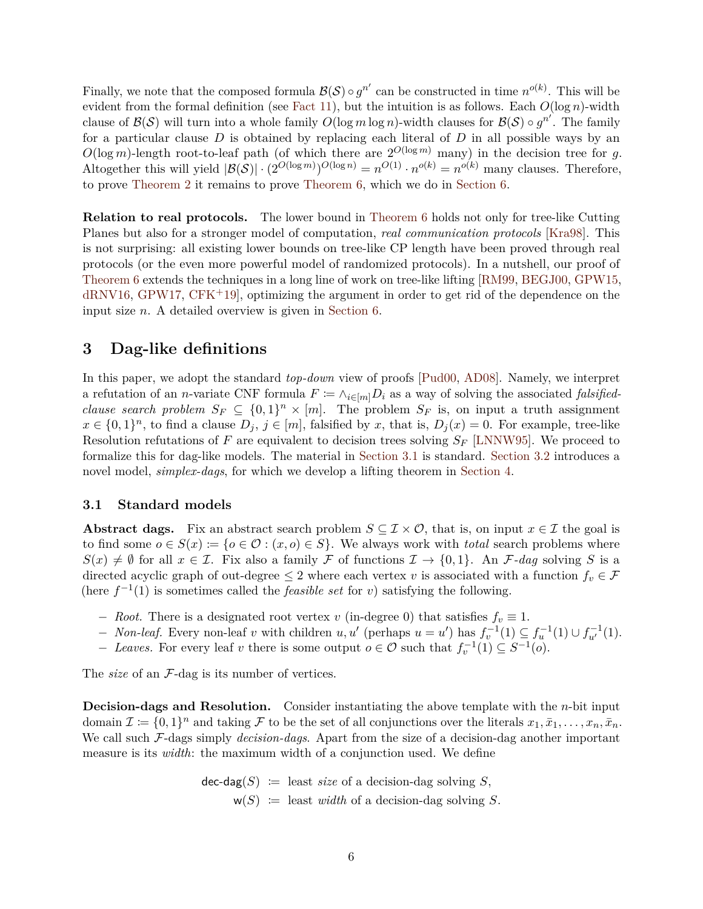Finally, we note that the composed formula $\mathcal{B}(\mathcal{S}) \circ g^{n'}$ can be constructed in time $n^{o(k)}$. This will be evident from the formal definition (see Fact 11), but the intuition is as follows. Each $O(\log n)$-width clause of $\mathcal{B}(\mathcal{S})$ will turn into a whole family $O(\log m \log n)$-width clauses for $\mathcal{B}(\mathcal{S}) \circ g^{n'}$. The family for a particular clause $D$ is obtained by replacing each literal of $D$ in all possible ways by an $O(\log m)$-length root-to-leaf path (of which there are $2^{O(\log m)}$ many) in the decision tree for $g$. Altogether this will yield $|\mathcal{B}(\mathcal{S})| \cdot (2^{O(\log m)})^{O(\log n)} = n^{O(1)} \cdot n^{o(k)} = n^{o(k)}$ many clauses. Therefore, to prove Theorem 2 it remains to prove Theorem 6, which we do in Section 6.

**Relation to real protocols.** The lower bound in Theorem 6 holds not only for tree-like Cutting Planes but also for a stronger model of computation, *real communication protocols* [Kra98]. This is not surprising: all existing lower bounds on tree-like CP length have been proved through real protocols (or the even more powerful model of randomized protocols). In a nutshell, our proof of Theorem 6 extends the techniques in a long line of work on tree-like lifting [RM99, BEGJ00, GPW15, dRNV16, GPW17, CFK+19], optimizing the argument in order to get rid of the dependence on the input size $n$. A detailed overview is given in Section 6.

## 3 Dag-like definitions

In this paper, we adopt the standard *top-down* view of proofs [Pud00, AD08]. Namely, we interpret a refutation of an $n$-variate CNF formula $F \coloneqq \wedge_{i\in[m]} D_i$ as a way of solving the associated *falsified-clause search problem* $S_F \subseteq \{0,1\}^n \times [m]$. The problem $S_F$ is, on input a truth assignment $x \in \{0,1\}^n$, to find a clause $D_j$, $j \in [m]$, falsified by $x$, that is, $D_j(x) = 0$. For example, tree-like Resolution refutations of $F$ are equivalent to decision trees solving $S_F$ [LNNW95]. We proceed to formalize this for dag-like models. The material in Section 3.1 is standard. Section 3.2 introduces a novel model, *simplex-dags*, for which we develop a lifting theorem in Section 4.

### 3.1 Standard models

**Abstract dags.** Fix an abstract search problem $S \subseteq \mathcal{I} \times \mathcal{O}$, that is, on input $x \in \mathcal{I}$ the goal is to find some $o \in S(x) \coloneqq \{o \in \mathcal{O} : (x, o) \in S\}$. We always work with *total* search problems where $S(x) \neq \emptyset$ for all $x \in \mathcal{I}$. Fix also a family $\mathcal{F}$ of functions $\mathcal{I} \to \{0,1\}$. An $\mathcal{F}$-*dag* solving $S$ is a directed acyclic graph of out-degree $\leq 2$ where each vertex $v$ is associated with a function $f_v \in \mathcal{F}$ (here $f^{-1}(1)$ is sometimes called the *feasible set* for $v$) satisfying the following.

- *Root.* There is a designated root vertex $v$ (in-degree 0) that satisfies $f_v \equiv 1$.
- *Non-leaf.* Every non-leaf $v$ with children $u, u'$ (perhaps $u = u'$) has $f_v^{-1}(1) \subseteq f_u^{-1}(1) \cup f_{u'}^{-1}(1)$.
- *Leaves.* For every leaf $v$ there is some output $o \in \mathcal{O}$ such that $f_v^{-1}(1) \subseteq S^{-1}(o)$.

The *size* of an $\mathcal{F}$-dag is its number of vertices.

**Decision-dags and Resolution.** Consider instantiating the above template with the $n$-bit input domain $\mathcal{I} \coloneqq \{0,1\}^n$ and taking $\mathcal{F}$ to be the set of all conjunctions over the literals $x_1, \bar{x}_1, \ldots, x_n, \bar{x}_n$. We call such $\mathcal{F}$-dags simply *decision-dags*. Apart from the size of a decision-dag another important measure is its *width*: the maximum width of a conjunction used. We define

$$\begin{aligned}
\mathsf{dec\text{-}dag}(S) &\coloneqq \text{ least } \textit{size} \text{ of a decision-dag solving } S,\\
\mathsf{w}(S) &\coloneqq \text{ least } \textit{width} \text{ of a decision-dag solving } S.
\end{aligned}$$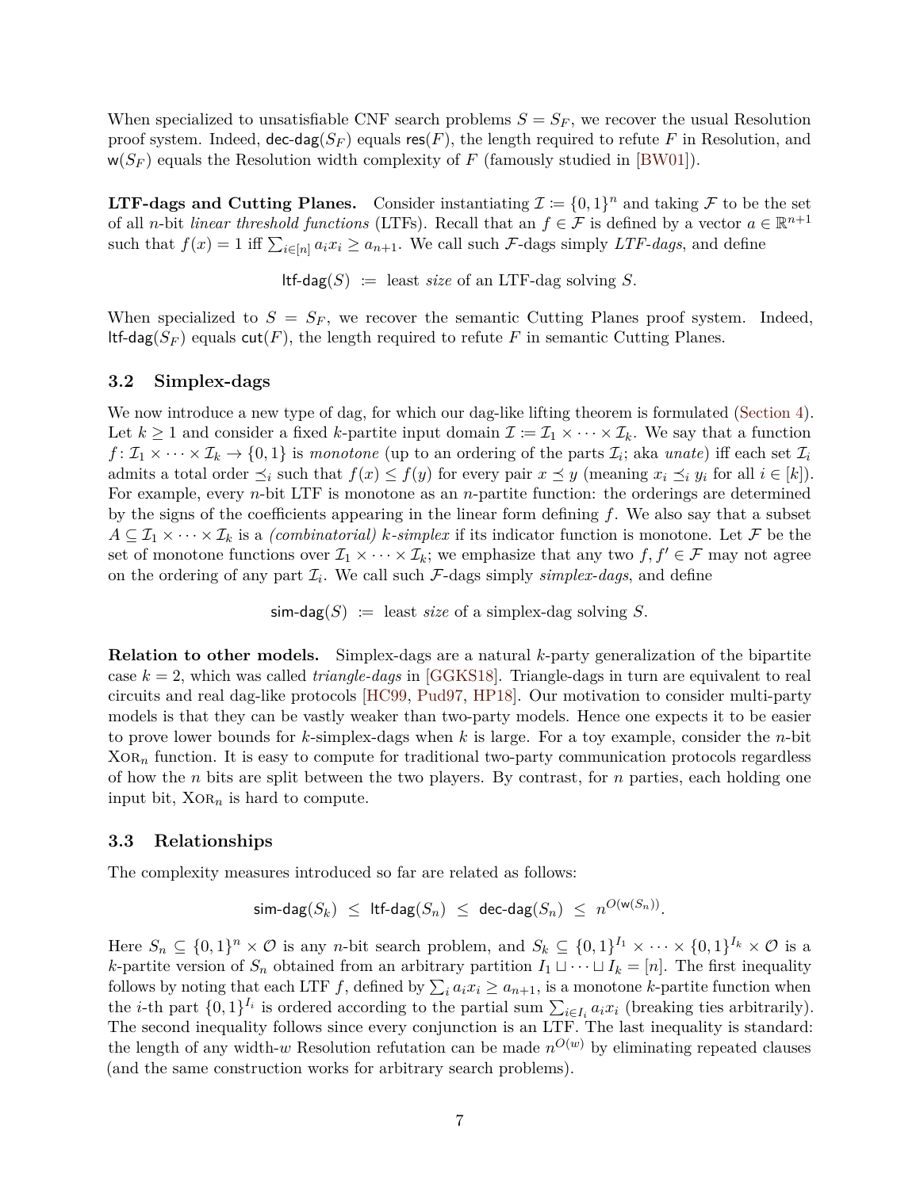When specialized to unsatisfiable CNF search problems $S = S_F$, we recover the usual Resolution proof system. Indeed, $\mathsf{dec\text{-}dag}(S_F)$ equals $\mathsf{res}(F)$, the length required to refute $F$ in Resolution, and $\mathsf{w}(S_F)$ equals the Resolution width complexity of $F$ (famously studied in [BW01]).

**LTF-dags and Cutting Planes.** Consider instantiating $\mathcal{I} \coloneqq \{0,1\}^n$ and taking $\mathcal{F}$ to be the set of all $n$-bit *linear threshold functions* (LTFs). Recall that an $f \in \mathcal{F}$ is defined by a vector $a \in \mathbb{R}^{n+1}$ such that $f(x) = 1$ iff $\sum_{i\in[n]} a_i x_i \geq a_{n+1}$. We call such $\mathcal{F}$-dags simply *LTF-dags*, and define

$$\mathsf{ltf\text{-}dag}(S) \;\coloneqq\; \text{least } \textit{size} \text{ of an LTF-dag solving } S.$$

When specialized to $S = S_F$, we recover the semantic Cutting Planes proof system. Indeed, $\mathsf{ltf\text{-}dag}(S_F)$ equals $\mathsf{cut}(F)$, the length required to refute $F$ in semantic Cutting Planes.

### 3.2 Simplex-dags

We now introduce a new type of dag, for which our dag-like lifting theorem is formulated (Section 4). Let $k \geq 1$ and consider a fixed $k$-partite input domain $\mathcal{I} \coloneqq \mathcal{I}_1 \times \cdots \times \mathcal{I}_k$. We say that a function $f\colon \mathcal{I}_1 \times \cdots \times \mathcal{I}_k \to \{0,1\}$ is *monotone* (up to an ordering of the parts $\mathcal{I}_i$; aka *unate*) iff each set $\mathcal{I}_i$ admits a total order $\preceq_i$ such that $f(x) \leq f(y)$ for every pair $x \preceq y$ (meaning $x_i \preceq_i y_i$ for all $i \in [k]$). For example, every $n$-bit LTF is monotone as an $n$-partite function: the orderings are determined by the signs of the coefficients appearing in the linear form defining $f$. We also say that a subset $A \subseteq \mathcal{I}_1 \times \cdots \times \mathcal{I}_k$ is a *(combinatorial) $k$-simplex* if its indicator function is monotone. Let $\mathcal{F}$ be the set of monotone functions over $\mathcal{I}_1 \times \cdots \times \mathcal{I}_k$; we emphasize that any two $f, f' \in \mathcal{F}$ may not agree on the ordering of any part $\mathcal{I}_i$. We call such $\mathcal{F}$-dags simply *simplex-dags*, and define

$$\mathsf{sim\text{-}dag}(S) \;\coloneqq\; \text{least } \textit{size} \text{ of a simplex-dag solving } S.$$

**Relation to other models.** Simplex-dags are a natural $k$-party generalization of the bipartite case $k = 2$, which was called *triangle-dags* in [GGKS18]. Triangle-dags in turn are equivalent to real circuits and real dag-like protocols [HC99, Pud97, HP18]. Our motivation to consider multi-party models is that they can be vastly weaker than two-party models. Hence one expects it to be easier to prove lower bounds for $k$-simplex-dags when $k$ is large. For a toy example, consider the $n$-bit $\textsc{Xor}_n$ function. It is easy to compute for traditional two-party communication protocols regardless of how the $n$ bits are split between the two players. By contrast, for $n$ parties, each holding one input bit, $\textsc{Xor}_n$ is hard to compute.

### 3.3 Relationships

The complexity measures introduced so far are related as follows:

$$\mathsf{sim\text{-}dag}(S_k) \;\leq\; \mathsf{ltf\text{-}dag}(S_n) \;\leq\; \mathsf{dec\text{-}dag}(S_n) \;\leq\; n^{O(\mathsf{w}(S_n))}.$$

Here $S_n \subseteq \{0,1\}^n \times \mathcal{O}$ is any $n$-bit search problem, and $S_k \subseteq \{0,1\}^{I_1} \times \cdots \times \{0,1\}^{I_k} \times \mathcal{O}$ is a $k$-partite version of $S_n$ obtained from an arbitrary partition $I_1 \sqcup \cdots \sqcup I_k = [n]$. The first inequality follows by noting that each LTF $f$, defined by $\sum_i a_i x_i \geq a_{n+1}$, is a monotone $k$-partite function when the $i$-th part $\{0,1\}^{I_i}$ is ordered according to the partial sum $\sum_{i\in I_i} a_i x_i$ (breaking ties arbitrarily). The second inequality follows since every conjunction is an LTF. The last inequality is standard: the length of any width-$w$ Resolution refutation can be made $n^{O(w)}$ by eliminating repeated clauses (and the same construction works for arbitrary search problems).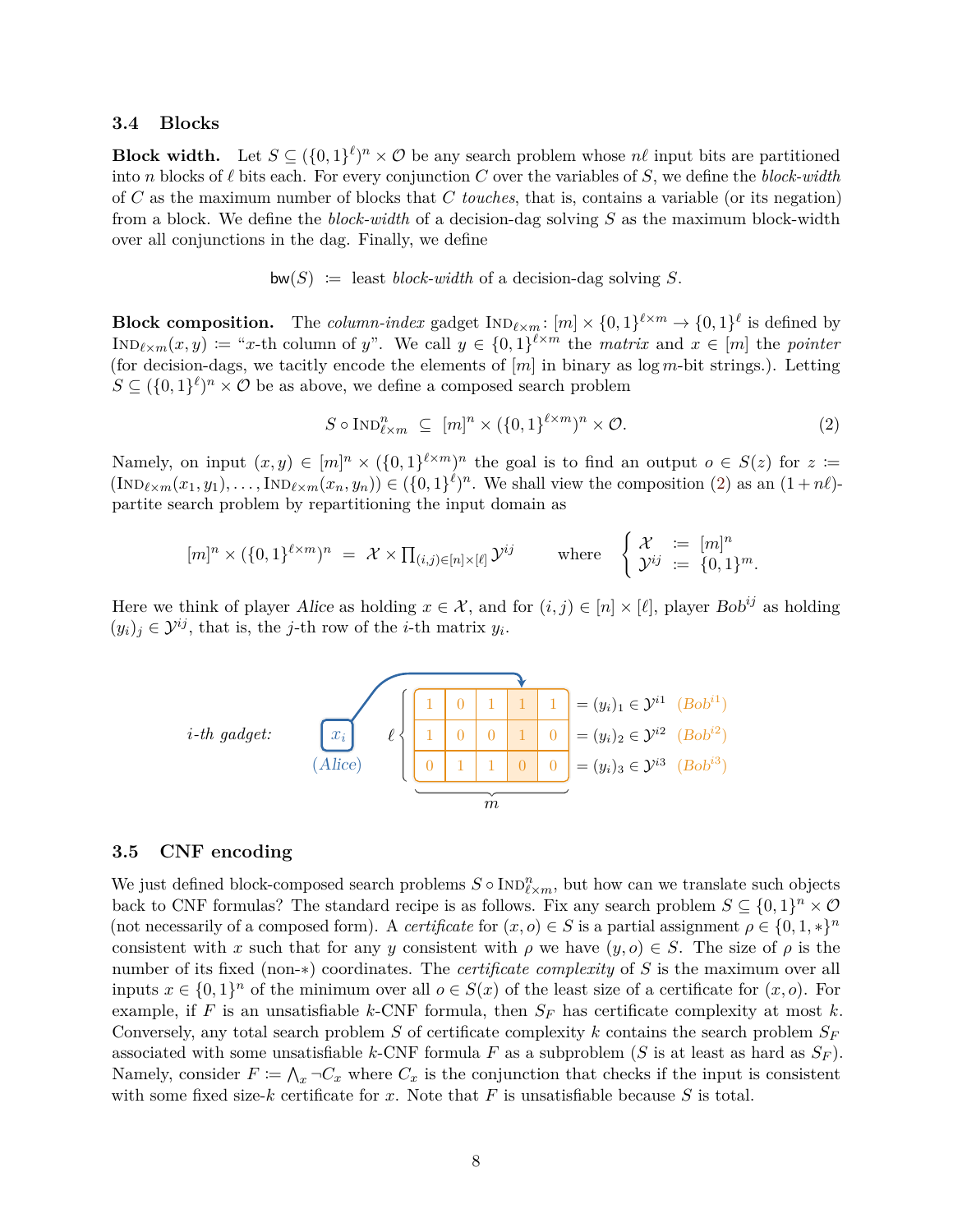### 3.4 Blocks

**Block width.** Let $S \subseteq (\{0,1\}^\ell)^n \times \mathcal{O}$ be any search problem whose $n\ell$ input bits are partitioned into $n$ blocks of $\ell$ bits each. For every conjunction $C$ over the variables of $S$, we define the *block-width* of $C$ as the maximum number of blocks that $C$ *touches*, that is, contains a variable (or its negation) from a block. We define the *block-width* of a decision-dag solving $S$ as the maximum block-width over all conjunctions in the dag. Finally, we define

$$\mathsf{bw}(S) \;\coloneqq\; \text{least } \textit{block-width} \text{ of a decision-dag solving } S.$$

**Block composition.** The *column-index* gadget $\text{Ind}_{\ell\times m}\colon [m] \times \{0,1\}^{\ell\times m} \to \{0,1\}^\ell$ is defined by $\text{Ind}_{\ell\times m}(x,y) \coloneqq$ "$x$-th column of $y$". We call $y \in \{0,1\}^{\ell\times m}$ the *matrix* and $x \in [m]$ the *pointer* (for decision-dags, we tacitly encode the elements of $[m]$ in binary as $\log m$-bit strings.). Letting $S \subseteq (\{0,1\}^\ell)^n \times \mathcal{O}$ be as above, we define a composed search problem

$$S \circ \text{Ind}^n_{\ell\times m} \;\subseteq\; [m]^n \times (\{0,1\}^{\ell\times m})^n \times \mathcal{O}. \tag{2}$$

Namely, on input $(x,y) \in [m]^n \times (\{0,1\}^{\ell\times m})^n$ the goal is to find an output $o \in S(z)$ for $z \coloneqq (\text{Ind}_{\ell\times m}(x_1,y_1),\ldots,\text{Ind}_{\ell\times m}(x_n,y_n)) \in (\{0,1\}^\ell)^n$. We shall view the composition (2) as an $(1+n\ell)$-partite search problem by repartitioning the input domain as

$$[m]^n \times (\{0,1\}^{\ell\times m})^n \;=\; \mathcal{X} \times \textstyle\prod_{(i,j)\in[n]\times[\ell]} \mathcal{Y}^{ij} \qquad \text{where} \qquad \begin{cases} \mathcal{X} & \coloneqq\; [m]^n \\ \mathcal{Y}^{ij} & \coloneqq\; \{0,1\}^m. \end{cases}$$

Here we think of player *Alice* as holding $x \in \mathcal{X}$, and for $(i,j) \in [n]\times[\ell]$, player *Bob*$^{ij}$ as holding $(y_i)_j \in \mathcal{Y}^{ij}$, that is, the $j$-th row of the $i$-th matrix $y_i$.

*i-th gadget:* $x_i$ (*Alice*) points to a column of the $\ell \times m$ matrix:

| | | | | | |
|---|---|---|---|---|---|
| 1 | 0 | 1 | 1 | 1 | $= (y_i)_1 \in \mathcal{Y}^{i1}$ (*Bob*$^{i1}$) |
| 1 | 0 | 0 | 1 | 0 | $= (y_i)_2 \in \mathcal{Y}^{i2}$ (*Bob*$^{i2}$) |
| 0 | 1 | 1 | 0 | 0 | $= (y_i)_3 \in \mathcal{Y}^{i3}$ (*Bob*$^{i3}$) |

### 3.5 CNF encoding

We just defined block-composed search problems $S \circ \text{Ind}^n_{\ell\times m}$, but how can we translate such objects back to CNF formulas? The standard recipe is as follows. Fix any search problem $S \subseteq \{0,1\}^n \times \mathcal{O}$ (not necessarily of a composed form). A *certificate* for $(x,o) \in S$ is a partial assignment $\rho \in \{0,1,*\}^n$ consistent with $x$ such that for any $y$ consistent with $\rho$ we have $(y,o) \in S$. The size of $\rho$ is the number of its fixed (non-$*$) coordinates. The *certificate complexity* of $S$ is the maximum over all inputs $x \in \{0,1\}^n$ of the minimum over all $o \in S(x)$ of the least size of a certificate for $(x,o)$. For example, if $F$ is an unsatisfiable $k$-CNF formula, then $S_F$ has certificate complexity at most $k$. Conversely, any total search problem $S$ of certificate complexity $k$ contains the search problem $S_F$ associated with some unsatisfiable $k$-CNF formula $F$ as a subproblem ($S$ is at least as hard as $S_F$). Namely, consider $F \coloneqq \bigwedge_x \neg C_x$ where $C_x$ is the conjunction that checks if the input is consistent with some fixed size-$k$ certificate for $x$. Note that $F$ is unsatisfiable because $S$ is total.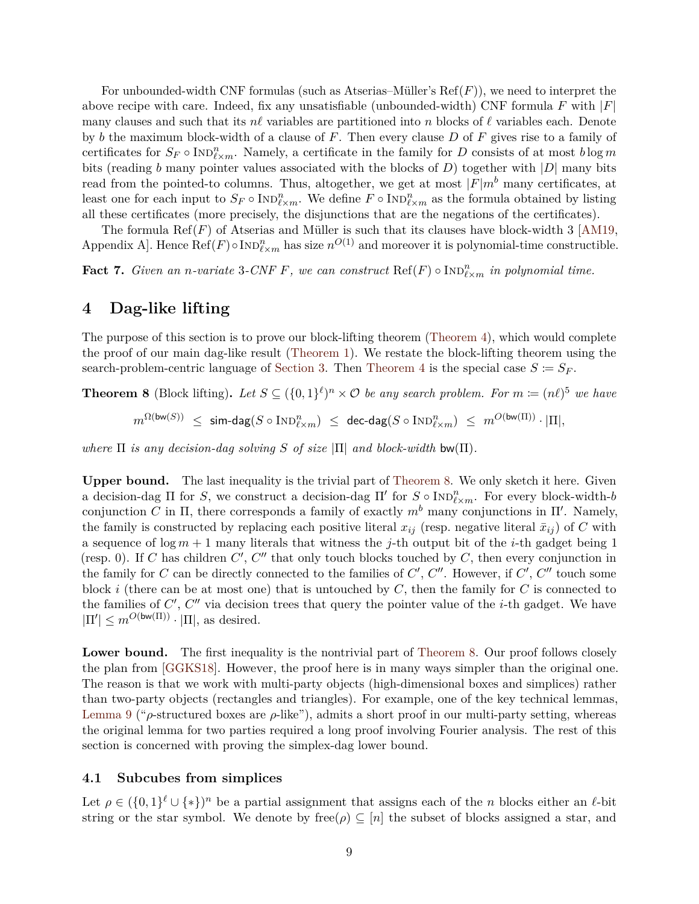For unbounded-width CNF formulas (such as Atserias–Müller's $\mathrm{Ref}(F)$), we need to interpret the above recipe with care. Indeed, fix any unsatisfiable (unbounded-width) CNF formula $F$ with $|F|$ many clauses and such that its $n\ell$ variables are partitioned into $n$ blocks of $\ell$ variables each. Denote by $b$ the maximum block-width of a clause of $F$. Then every clause $D$ of $F$ gives rise to a family of certificates for $S_F \circ \textsc{Ind}^n_{\ell\times m}$. Namely, a certificate in the family for $D$ consists of at most $b \log m$ bits (reading $b$ many pointer values associated with the blocks of $D$) together with $|D|$ many bits read from the pointed-to columns. Thus, altogether, we get at most $|F|m^b$ many certificates, at least one for each input to $S_F \circ \textsc{Ind}^n_{\ell\times m}$. We define $F \circ \textsc{Ind}^n_{\ell\times m}$ as the formula obtained by listing all these certificates (more precisely, the disjunctions that are the negations of the certificates).

The formula $\mathrm{Ref}(F)$ of Atserias and Müller is such that its clauses have block-width 3 [AM19, Appendix A]. Hence $\mathrm{Ref}(F) \circ \textsc{Ind}^n_{\ell\times m}$ has size $n^{O(1)}$ and moreover it is polynomial-time constructible.

**Fact 7.** *Given an $n$-variate 3-CNF $F$, we can construct $\mathrm{Ref}(F) \circ \textsc{Ind}^n_{\ell\times m}$ in polynomial time.*

# 4 Dag-like lifting

The purpose of this section is to prove our block-lifting theorem (Theorem 4), which would complete the proof of our main dag-like result (Theorem 1). We restate the block-lifting theorem using the search-problem-centric language of Section 3. Then Theorem 4 is the special case $S := S_F$.

**Theorem 8** (Block lifting). *Let $S \subseteq (\{0,1\}^\ell)^n \times \mathcal{O}$ be any search problem. For $m := (n\ell)^5$ we have*

$$m^{\Omega(\mathsf{bw}(S))} \;\leq\; \mathsf{sim\text{-}dag}(S \circ \textsc{Ind}^n_{\ell\times m}) \;\leq\; \mathsf{dec\text{-}dag}(S \circ \textsc{Ind}^n_{\ell\times m}) \;\leq\; m^{O(\mathsf{bw}(\Pi))} \cdot |\Pi|,$$

*where $\Pi$ is any decision-dag solving $S$ of size $|\Pi|$ and block-width $\mathsf{bw}(\Pi)$.*

**Upper bound.** The last inequality is the trivial part of Theorem 8. We only sketch it here. Given a decision-dag $\Pi$ for $S$, we construct a decision-dag $\Pi'$ for $S \circ \textsc{Ind}^n_{\ell\times m}$. For every block-width-$b$ conjunction $C$ in $\Pi$, there corresponds a family of exactly $m^b$ many conjunctions in $\Pi'$. Namely, the family is constructed by replacing each positive literal $x_{ij}$ (resp. negative literal $\bar{x}_{ij}$) of $C$ with a sequence of $\log m + 1$ many literals that witness the $j$-th output bit of the $i$-th gadget being 1 (resp. 0). If $C$ has children $C'$, $C''$ that only touch blocks touched by $C$, then every conjunction in the family for $C$ can be directly connected to the families of $C'$, $C''$. However, if $C'$, $C''$ touch some block $i$ (there can be at most one) that is untouched by $C$, then the family for $C$ is connected to the families of $C'$, $C''$ via decision trees that query the pointer value of the $i$-th gadget. We have $|\Pi'| \leq m^{O(\mathsf{bw}(\Pi))} \cdot |\Pi|$, as desired.

**Lower bound.** The first inequality is the nontrivial part of Theorem 8. Our proof follows closely the plan from [GGKS18]. However, the proof here is in many ways simpler than the original one. The reason is that we work with multi-party objects (high-dimensional boxes and simplices) rather than two-party objects (rectangles and triangles). For example, one of the key technical lemmas, Lemma 9 ("$\rho$-structured boxes are $\rho$-like"), admits a short proof in our multi-party setting, whereas the original lemma for two parties required a long proof involving Fourier analysis. The rest of this section is concerned with proving the simplex-dag lower bound.

## 4.1 Subcubes from simplices

Let $\rho \in (\{0,1\}^\ell \cup \{*\})^n$ be a partial assignment that assigns each of the $n$ blocks either an $\ell$-bit string or the star symbol. We denote by $\mathrm{free}(\rho) \subseteq [n]$ the subset of blocks assigned a star, and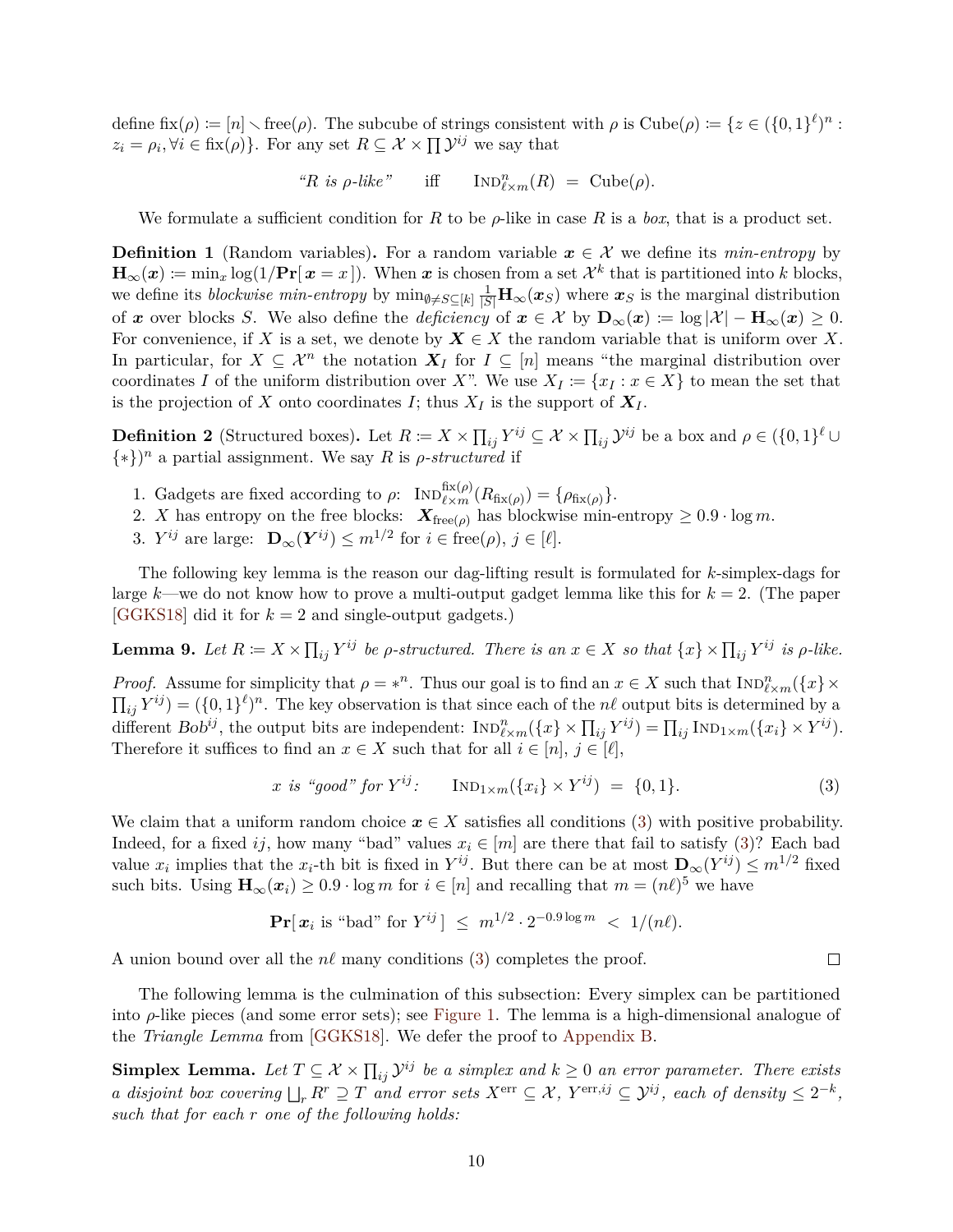define $\text{fix}(\rho) := [n] \smallsetminus \text{free}(\rho)$. The subcube of strings consistent with $\rho$ is $\text{Cube}(\rho) := \{z \in (\{0,1\}^\ell)^n : z_i = \rho_i, \forall i \in \text{fix}(\rho)\}$. For any set $R \subseteq \mathcal{X} \times \prod \mathcal{Y}^{ij}$ we say that

$$\text{“}R \text{ is } \rho\text{-like”} \qquad \text{iff} \qquad \text{IND}^n_{\ell\times m}(R) \;=\; \text{Cube}(\rho).$$

We formulate a sufficient condition for $R$ to be $\rho$-like in case $R$ is a *box*, that is a product set.

**Definition 1** (Random variables)**.** For a random variable $\boldsymbol{x} \in \mathcal{X}$ we define its *min-entropy* by $\mathbf{H}_\infty(\boldsymbol{x}) := \min_x \log(1/\mathbf{Pr}[\,\boldsymbol{x} = x\,])$. When $\boldsymbol{x}$ is chosen from a set $\mathcal{X}^k$ that is partitioned into $k$ blocks, we define its *blockwise min-entropy* by $\min_{\emptyset\neq S\subseteq[k]} \frac{1}{|S|}\mathbf{H}_\infty(\boldsymbol{x}_S)$ where $\boldsymbol{x}_S$ is the marginal distribution of $\boldsymbol{x}$ over blocks $S$. We also define the *deficiency* of $\boldsymbol{x} \in \mathcal{X}$ by $\mathbf{D}_\infty(\boldsymbol{x}) := \log|\mathcal{X}| - \mathbf{H}_\infty(\boldsymbol{x}) \geq 0$. For convenience, if $X$ is a set, we denote by $\boldsymbol{X} \in X$ the random variable that is uniform over $X$. In particular, for $X \subseteq \mathcal{X}^n$ the notation $\boldsymbol{X}_I$ for $I \subseteq [n]$ means “the marginal distribution over coordinates $I$ of the uniform distribution over $X$”. We use $X_I := \{x_I : x \in X\}$ to mean the set that is the projection of $X$ onto coordinates $I$; thus $X_I$ is the support of $\boldsymbol{X}_I$.

**Definition 2** (Structured boxes)**.** Let $R := X \times \prod_{ij} Y^{ij} \subseteq \mathcal{X} \times \prod_{ij} \mathcal{Y}^{ij}$ be a box and $\rho \in (\{0,1\}^\ell \cup \{*\})^n$ a partial assignment. We say $R$ is *$\rho$-structured* if

1. Gadgets are fixed according to $\rho$: $\text{IND}^{\text{fix}(\rho)}_{\ell\times m}(R_{\text{fix}(\rho)}) = \{\rho_{\text{fix}(\rho)}\}$.
2. $X$ has entropy on the free blocks: $\boldsymbol{X}_{\text{free}(\rho)}$ has blockwise min-entropy $\geq 0.9 \cdot \log m$.
3. $Y^{ij}$ are large: $\mathbf{D}_\infty(\boldsymbol{Y}^{ij}) \leq m^{1/2}$ for $i \in \text{free}(\rho)$, $j \in [\ell]$.

The following key lemma is the reason our dag-lifting result is formulated for $k$-simplex-dags for large $k$—we do not know how to prove a multi-output gadget lemma like this for $k = 2$. (The paper [GGKS18] did it for $k = 2$ and single-output gadgets.)

**Lemma 9.** *Let $R := X \times \prod_{ij} Y^{ij}$ be $\rho$-structured. There is an $x \in X$ so that $\{x\} \times \prod_{ij} Y^{ij}$ is $\rho$-like.*

*Proof.* Assume for simplicity that $\rho = *^n$. Thus our goal is to find an $x \in X$ such that $\text{IND}^n_{\ell\times m}(\{x\} \times \prod_{ij} Y^{ij}) = (\{0,1\}^\ell)^n$. The key observation is that since each of the $n\ell$ output bits is determined by a different *Bob*$^{ij}$, the output bits are independent: $\text{IND}^n_{\ell\times m}(\{x\} \times \prod_{ij} Y^{ij}) = \prod_{ij} \text{IND}_{1\times m}(\{x_i\} \times Y^{ij})$. Therefore it suffices to find an $x \in X$ such that for all $i \in [n]$, $j \in [\ell]$,

$$x \text{ is “good” for } Y^{ij}: \qquad \text{IND}_{1\times m}(\{x_i\} \times Y^{ij}) \;=\; \{0,1\}. \tag{3}$$

We claim that a uniform random choice $\boldsymbol{x} \in X$ satisfies all conditions (3) with positive probability. Indeed, for a fixed $ij$, how many “bad” values $x_i \in [m]$ are there that fail to satisfy (3)? Each bad value $x_i$ implies that the $x_i$-th bit is fixed in $Y^{ij}$. But there can be at most $\mathbf{D}_\infty(\boldsymbol{Y}^{ij}) \leq m^{1/2}$ fixed such bits. Using $\mathbf{H}_\infty(\boldsymbol{x}_i) \geq 0.9 \cdot \log m$ for $i \in [n]$ and recalling that $m = (n\ell)^5$ we have

$$\mathbf{Pr}[\,\boldsymbol{x}_i \text{ is “bad” for } Y^{ij}\,] \;\leq\; m^{1/2} \cdot 2^{-0.9\log m} \;<\; 1/(n\ell).$$

A union bound over all the $n\ell$ many conditions (3) completes the proof. ∎

The following lemma is the culmination of this subsection: Every simplex can be partitioned into $\rho$-like pieces (and some error sets); see Figure 1. The lemma is a high-dimensional analogue of the *Triangle Lemma* from [GGKS18]. We defer the proof to Appendix B.

**Simplex Lemma.** *Let $T \subseteq \mathcal{X} \times \prod_{ij} \mathcal{Y}^{ij}$ be a simplex and $k \geq 0$ an error parameter. There exists a disjoint box covering $\bigsqcup_r R^r \supseteq T$ and error sets $X^{\text{err}} \subseteq \mathcal{X}$, $Y^{\text{err},ij} \subseteq \mathcal{Y}^{ij}$, each of density $\leq 2^{-k}$, such that for each $r$ one of the following holds:*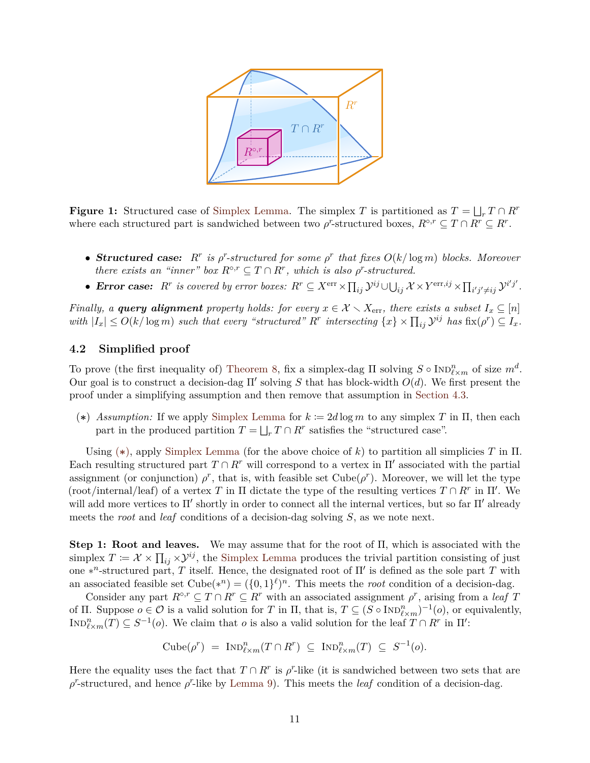**Figure 1:** Structured case of Simplex Lemma. The simplex $T$ is partitioned as $T = \bigsqcup_r T \cap R^r$ where each structured part is sandwiched between two $\rho^r$-structured boxes, $R^{\circ,r} \subseteq T \cap R^r \subseteq R^r$.

- ***Structured case:*** *$R^r$ is $\rho^r$-structured for some $\rho^r$ that fixes $O(k/\log m)$ blocks. Moreover there exists an "inner" box $R^{\circ,r} \subseteq T \cap R^r$, which is also $\rho^r$-structured.*
- ***Error case:*** *$R^r$ is covered by error boxes: $R^r \subseteq X^{\text{err}} \times \prod_{ij} \mathcal{Y}^{ij} \cup \bigcup_{ij} \mathcal{X} \times Y^{\text{err},ij} \times \prod_{i'j' \neq ij} \mathcal{Y}^{i'j'}$.*

*Finally, a* ***query alignment*** *property holds: for every $x \in \mathcal{X} \smallsetminus X_{\text{err}}$, there exists a subset $I_x \subseteq [n]$ with $|I_x| \leq O(k/\log m)$ such that every "structured" $R^r$ intersecting $\{x\} \times \prod_{ij} \mathcal{Y}^{ij}$ has $\text{fix}(\rho^r) \subseteq I_x$.*

### 4.2 Simplified proof

To prove (the first inequality of) Theorem 8, fix a simplex-dag $\Pi$ solving $S \circ \text{Ind}^n_{\ell \times m}$ of size $m^d$. Our goal is to construct a decision-dag $\Pi'$ solving $S$ that has block-width $O(d)$. We first present the proof under a simplifying assumption and then remove that assumption in Section 4.3.

($*$) *Assumption:* If we apply Simplex Lemma for $k \coloneqq 2d \log m$ to any simplex $T$ in $\Pi$, then each part in the produced partition $T = \bigsqcup_r T \cap R^r$ satisfies the "structured case".

Using ($*$), apply Simplex Lemma (for the above choice of $k$) to partition all simplicies $T$ in $\Pi$. Each resulting structured part $T \cap R^r$ will correspond to a vertex in $\Pi'$ associated with the partial assignment (or conjunction) $\rho^r$, that is, with feasible set $\text{Cube}(\rho^r)$. Moreover, we will let the type (root/internal/leaf) of a vertex $T$ in $\Pi$ dictate the type of the resulting vertices $T \cap R^r$ in $\Pi'$. We will add more vertices to $\Pi'$ shortly in order to connect all the internal vertices, but so far $\Pi'$ already meets the *root* and *leaf* conditions of a decision-dag solving $S$, as we note next.

**Step 1: Root and leaves.** We may assume that for the root of $\Pi$, which is associated with the simplex $T \coloneqq \mathcal{X} \times \prod_{ij} \times \mathcal{Y}^{ij}$, the Simplex Lemma produces the trivial partition consisting of just one $*^n$-structured part, $T$ itself. Hence, the designated root of $\Pi'$ is defined as the sole part $T$ with an associated feasible set $\text{Cube}(*^n) = (\{0,1\}^\ell)^n$. This meets the *root* condition of a decision-dag.

Consider any part $R^{\circ,r} \subseteq T \cap R^r \subseteq R^r$ with an associated assignment $\rho^r$, arising from a *leaf* $T$ of $\Pi$. Suppose $o \in \mathcal{O}$ is a valid solution for $T$ in $\Pi$, that is, $T \subseteq (S \circ \text{Ind}^n_{\ell \times m})^{-1}(o)$, or equivalently, $\text{Ind}^n_{\ell \times m}(T) \subseteq S^{-1}(o)$. We claim that $o$ is also a valid solution for the leaf $T \cap R^r$ in $\Pi'$:

$$\text{Cube}(\rho^r) \;=\; \text{Ind}^n_{\ell \times m}(T \cap R^r) \;\subseteq\; \text{Ind}^n_{\ell \times m}(T) \;\subseteq\; S^{-1}(o).$$

Here the equality uses the fact that $T \cap R^r$ is $\rho^r$-like (it is sandwiched between two sets that are $\rho^r$-structured, and hence $\rho^r$-like by Lemma 9). This meets the *leaf* condition of a decision-dag.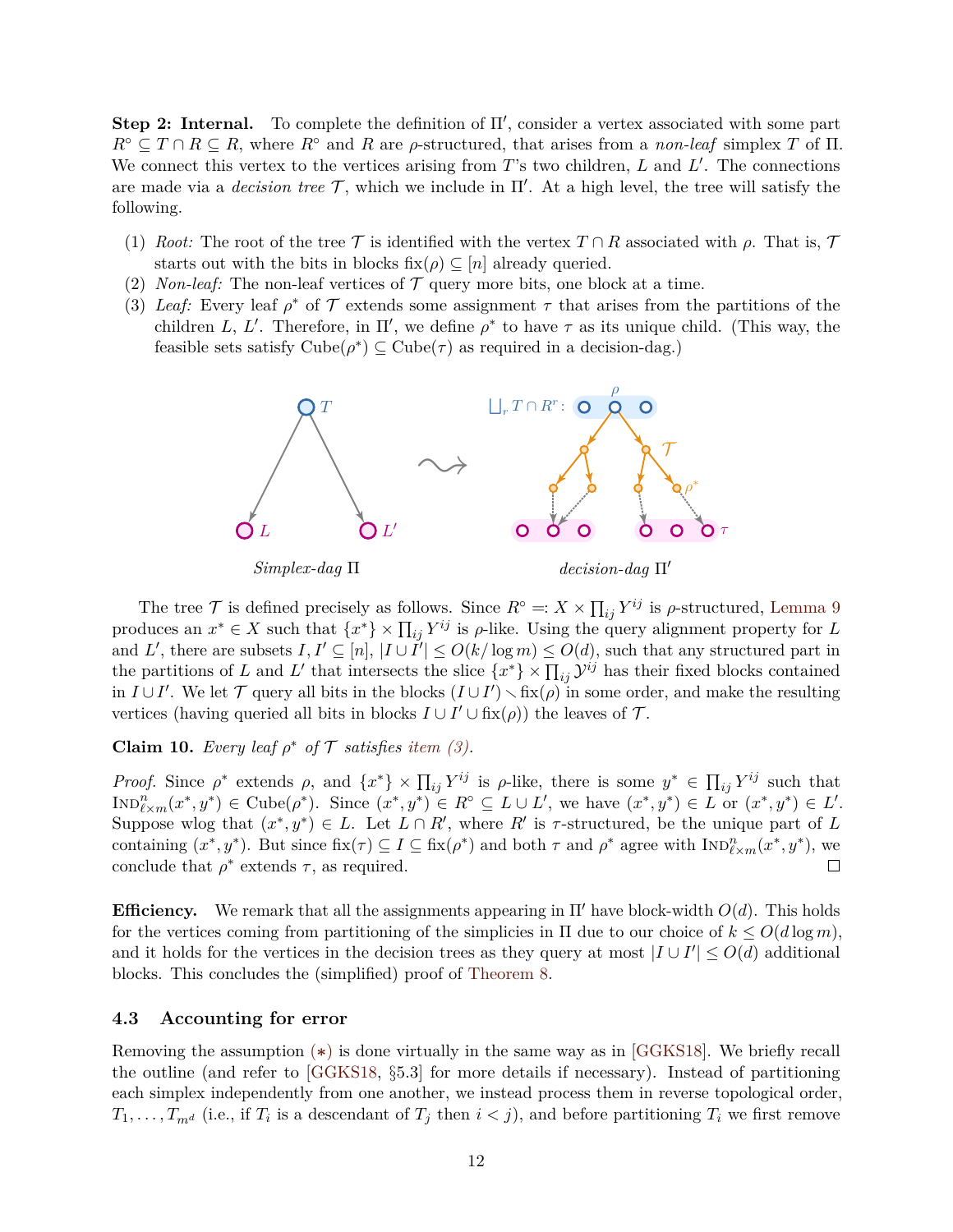**Step 2: Internal.** To complete the definition of $\Pi'$, consider a vertex associated with some part $R^\circ \subseteq T \cap R \subseteq R$, where $R^\circ$ and $R$ are $\rho$-structured, that arises from a *non-leaf* simplex $T$ of $\Pi$. We connect this vertex to the vertices arising from $T$'s two children, $L$ and $L'$. The connections are made via a *decision tree* $\mathcal{T}$, which we include in $\Pi'$. At a high level, the tree will satisfy the following.

(1) *Root:* The root of the tree $\mathcal{T}$ is identified with the vertex $T \cap R$ associated with $\rho$. That is, $\mathcal{T}$ starts out with the bits in blocks $\text{fix}(\rho) \subseteq [n]$ already queried.
(2) *Non-leaf:* The non-leaf vertices of $\mathcal{T}$ query more bits, one block at a time.
(3) *Leaf:* Every leaf $\rho^*$ of $\mathcal{T}$ extends some assignment $\tau$ that arises from the partitions of the children $L$, $L'$. Therefore, in $\Pi'$, we define $\rho^*$ to have $\tau$ as its unique child. (This way, the feasible sets satisfy $\text{Cube}(\rho^*) \subseteq \text{Cube}(\tau)$ as required in a decision-dag.)

*Simplex-dag* $\Pi$ *decision-dag* $\Pi'$

The tree $\mathcal{T}$ is defined precisely as follows. Since $R^\circ =: X \times \prod_{ij} Y^{ij}$ is $\rho$-structured, Lemma 9 produces an $x^* \in X$ such that $\{x^*\} \times \prod_{ij} Y^{ij}$ is $\rho$-like. Using the query alignment property for $L$ and $L'$, there are subsets $I, I' \subseteq [n]$, $|I \cup I'| \leq O(k/\log m) \leq O(d)$, such that any structured part in the partitions of $L$ and $L'$ that intersects the slice $\{x^*\} \times \prod_{ij} \mathcal{Y}^{ij}$ has their fixed blocks contained in $I \cup I'$. We let $\mathcal{T}$ query all bits in the blocks $(I \cup I') \setminus \text{fix}(\rho)$ in some order, and make the resulting vertices (having queried all bits in blocks $I \cup I' \cup \text{fix}(\rho)$) the leaves of $\mathcal{T}$.

**Claim 10.** *Every leaf* $\rho^*$ *of* $\mathcal{T}$ *satisfies item (3).*

*Proof.* Since $\rho^*$ extends $\rho$, and $\{x^*\} \times \prod_{ij} Y^{ij}$ is $\rho$-like, there is some $y^* \in \prod_{ij} Y^{ij}$ such that $\text{Ind}^n_{\ell \times m}(x^*, y^*) \in \text{Cube}(\rho^*)$. Since $(x^*, y^*) \in R^\circ \subseteq L \cup L'$, we have $(x^*, y^*) \in L$ or $(x^*, y^*) \in L'$. Suppose wlog that $(x^*, y^*) \in L$. Let $L \cap R'$, where $R'$ is $\tau$-structured, be the unique part of $L$ containing $(x^*, y^*)$. But since $\text{fix}(\tau) \subseteq I \subseteq \text{fix}(\rho^*)$ and both $\tau$ and $\rho^*$ agree with $\text{Ind}^n_{\ell \times m}(x^*, y^*)$, we conclude that $\rho^*$ extends $\tau$, as required. ☐

**Efficiency.** We remark that all the assignments appearing in $\Pi'$ have block-width $O(d)$. This holds for the vertices coming from partitioning of the simplicies in $\Pi$ due to our choice of $k \leq O(d \log m)$, and it holds for the vertices in the decision trees as they query at most $|I \cup I'| \leq O(d)$ additional blocks. This concludes the (simplified) proof of Theorem 8.

### 4.3 Accounting for error

Removing the assumption $(*)$ is done virtually in the same way as in [GGKS18]. We briefly recall the outline (and refer to [GGKS18, §5.3] for more details if necessary). Instead of partitioning each simplex independently from one another, we instead process them in reverse topological order, $T_1, \ldots, T_{m^d}$ (i.e., if $T_i$ is a descendant of $T_j$ then $i < j$), and before partitioning $T_i$ we first remove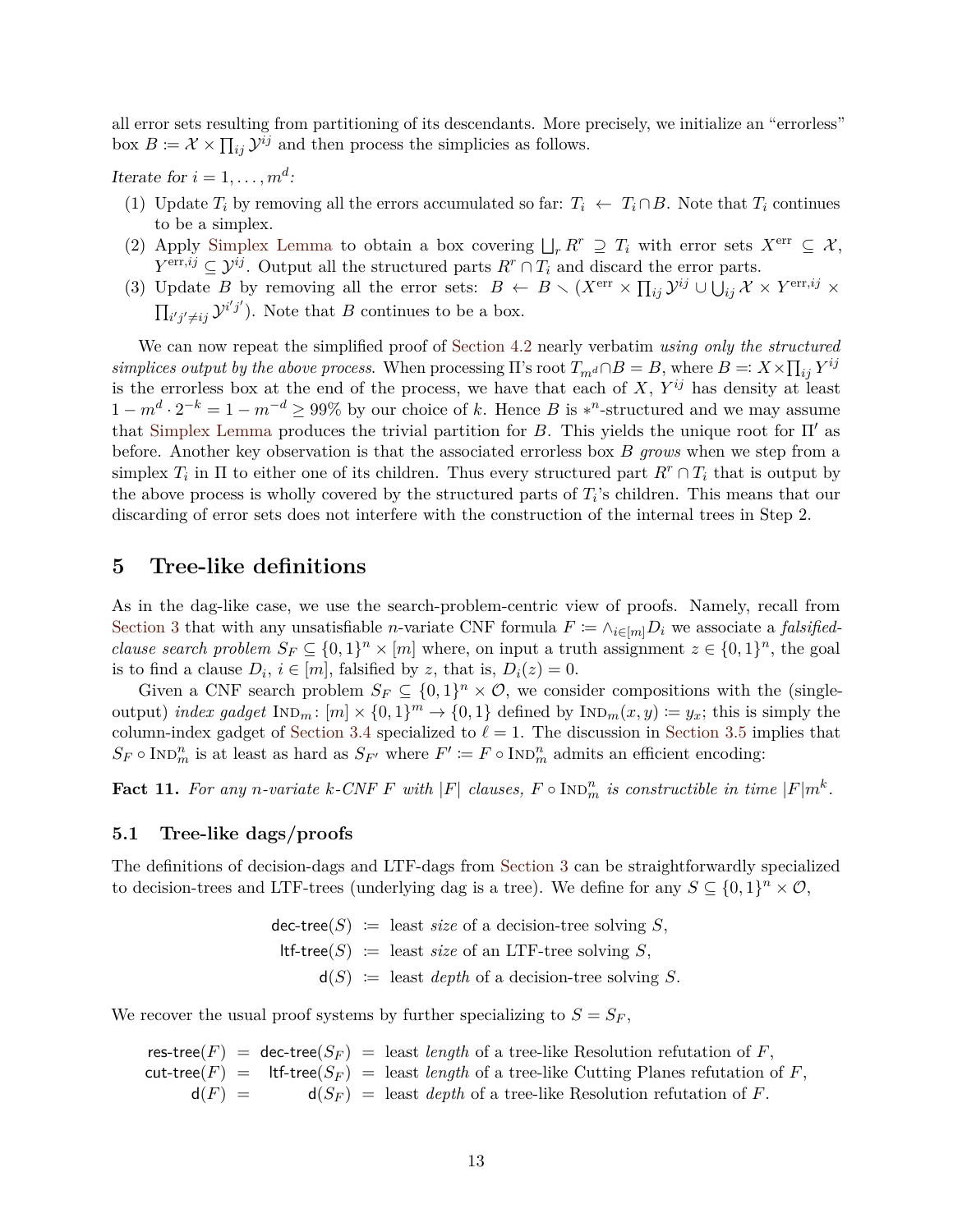all error sets resulting from partitioning of its descendants. More precisely, we initialize an "errorless" box $B := \mathcal{X} \times \prod_{ij} \mathcal{Y}^{ij}$ and then process the simplicies as follows.

*Iterate for $i = 1, \ldots, m^d$:*

(1) Update $T_i$ by removing all the errors accumulated so far: $T_i \leftarrow T_i \cap B$. Note that $T_i$ continues to be a simplex.

(2) Apply Simplex Lemma to obtain a box covering $\bigsqcup_r R^r \supseteq T_i$ with error sets $X^{\text{err}} \subseteq \mathcal{X}$, $Y^{\text{err},ij} \subseteq \mathcal{Y}^{ij}$. Output all the structured parts $R^r \cap T_i$ and discard the error parts.

(3) Update $B$ by removing all the error sets: $B \leftarrow B \setminus (X^{\text{err}} \times \prod_{ij} \mathcal{Y}^{ij} \cup \bigcup_{ij} \mathcal{X} \times Y^{\text{err},ij} \times \prod_{i'j' \neq ij} \mathcal{Y}^{i'j'})$. Note that $B$ continues to be a box.

We can now repeat the simplified proof of Section 4.2 nearly verbatim *using only the structured simplices output by the above process*. When processing $\Pi$'s root $T_{m^d} \cap B = B$, where $B =: X \times \prod_{ij} Y^{ij}$ is the errorless box at the end of the process, we have that each of $X$, $Y^{ij}$ has density at least $1 - m^d \cdot 2^{-k} = 1 - m^{-d} \geq 99\%$ by our choice of $k$. Hence $B$ is $*^n$-structured and we may assume that Simplex Lemma produces the trivial partition for $B$. This yields the unique root for $\Pi'$ as before. Another key observation is that the associated errorless box $B$ *grows* when we step from a simplex $T_i$ in $\Pi$ to either one of its children. Thus every structured part $R^r \cap T_i$ that is output by the above process is wholly covered by the structured parts of $T_i$'s children. This means that our discarding of error sets does not interfere with the construction of the internal trees in Step 2.

# 5 Tree-like definitions

As in the dag-like case, we use the search-problem-centric view of proofs. Namely, recall from Section 3 that with any unsatisfiable $n$-variate CNF formula $F := \wedge_{i \in [m]} D_i$ we associate a *falsified-clause search problem* $S_F \subseteq \{0,1\}^n \times [m]$ where, on input a truth assignment $z \in \{0,1\}^n$, the goal is to find a clause $D_i$, $i \in [m]$, falsified by $z$, that is, $D_i(z) = 0$.

Given a CNF search problem $S_F \subseteq \{0,1\}^n \times \mathcal{O}$, we consider compositions with the (single-output) *index gadget* $\text{Ind}_m \colon [m] \times \{0,1\}^m \to \{0,1\}$ defined by $\text{Ind}_m(x, y) := y_x$; this is simply the column-index gadget of Section 3.4 specialized to $\ell = 1$. The discussion in Section 3.5 implies that $S_F \circ \text{Ind}_m^n$ is at least as hard as $S_{F'}$ where $F' := F \circ \text{Ind}_m^n$ admits an efficient encoding:

**Fact 11.** *For any $n$-variate $k$-CNF $F$ with $|F|$ clauses, $F \circ \text{Ind}_m^n$ is constructible in time $|F|m^k$.*

## 5.1 Tree-like dags/proofs

The definitions of decision-dags and LTF-dags from Section 3 can be straightforwardly specialized to decision-trees and LTF-trees (underlying dag is a tree). We define for any $S \subseteq \{0,1\}^n \times \mathcal{O}$,

$$\begin{aligned}
\mathsf{dec\text{-}tree}(S) &:= \text{least } \textit{size} \text{ of a decision-tree solving } S,\\
\mathsf{ltf\text{-}tree}(S) &:= \text{least } \textit{size} \text{ of an LTF-tree solving } S,\\
\mathsf{d}(S) &:= \text{least } \textit{depth} \text{ of a decision-tree solving } S.
\end{aligned}$$

We recover the usual proof systems by further specializing to $S = S_F$,

$$\begin{aligned}
\mathsf{res\text{-}tree}(F) &= \mathsf{dec\text{-}tree}(S_F) = \text{least } \textit{length} \text{ of a tree-like Resolution refutation of } F,\\
\mathsf{cut\text{-}tree}(F) &= \mathsf{ltf\text{-}tree}(S_F) = \text{least } \textit{length} \text{ of a tree-like Cutting Planes refutation of } F,\\
\mathsf{d}(F) &= \mathsf{d}(S_F) = \text{least } \textit{depth} \text{ of a tree-like Resolution refutation of } F.
\end{aligned}$$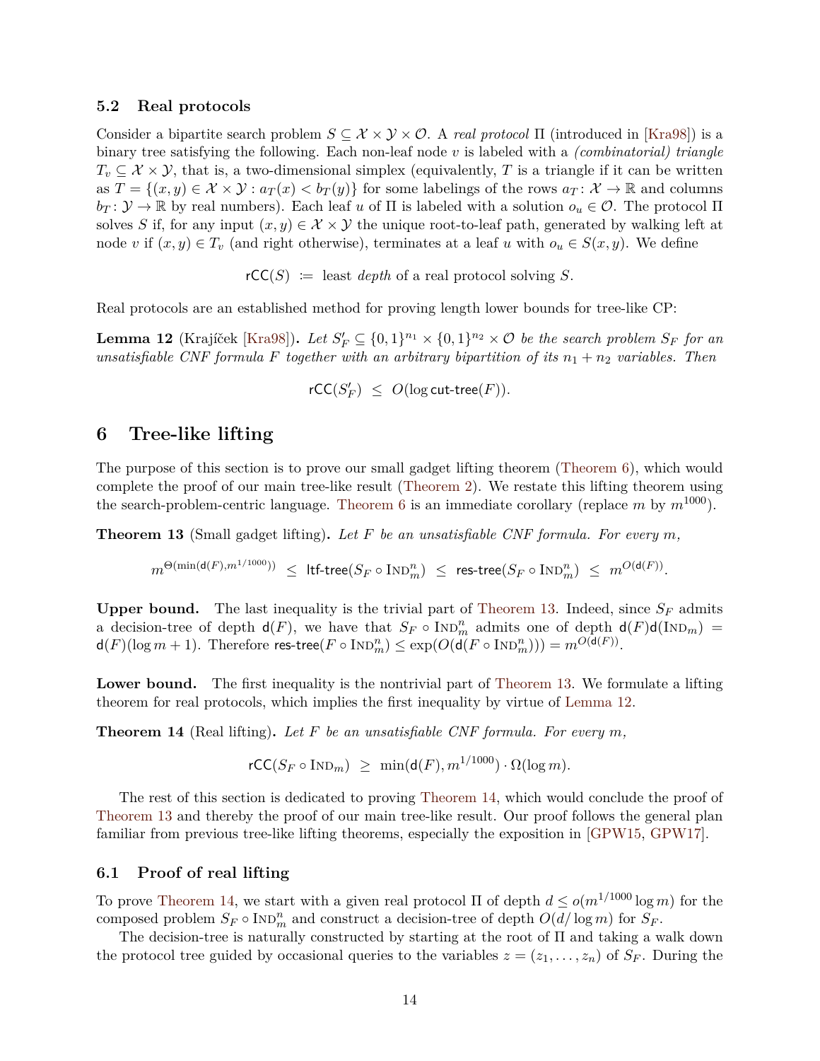### 5.2 Real protocols

Consider a bipartite search problem $S \subseteq \mathcal{X} \times \mathcal{Y} \times \mathcal{O}$. A *real protocol* $\Pi$ (introduced in [Kra98]) is a binary tree satisfying the following. Each non-leaf node $v$ is labeled with a *(combinatorial) triangle* $T_v \subseteq \mathcal{X} \times \mathcal{Y}$, that is, a two-dimensional simplex (equivalently, $T$ is a triangle if it can be written as $T = \{(x, y) \in \mathcal{X} \times \mathcal{Y} : a_T(x) < b_T(y)\}$ for some labelings of the rows $a_T : \mathcal{X} \to \mathbb{R}$ and columns $b_T : \mathcal{Y} \to \mathbb{R}$ by real numbers). Each leaf $u$ of $\Pi$ is labeled with a solution $o_u \in \mathcal{O}$. The protocol $\Pi$ solves $S$ if, for any input $(x, y) \in \mathcal{X} \times \mathcal{Y}$ the unique root-to-leaf path, generated by walking left at node $v$ if $(x, y) \in T_v$ (and right otherwise), terminates at a leaf $u$ with $o_u \in S(x, y)$. We define

$$\mathsf{rCC}(S) \;:=\; \text{least } \textit{depth} \text{ of a real protocol solving } S.$$

Real protocols are an established method for proving length lower bounds for tree-like CP:

**Lemma 12** (Krajíček [Kra98])**.** *Let $S'_F \subseteq \{0,1\}^{n_1} \times \{0,1\}^{n_2} \times \mathcal{O}$ be the search problem $S_F$ for an unsatisfiable CNF formula $F$ together with an arbitrary bipartition of its $n_1 + n_2$ variables. Then*

$$\mathsf{rCC}(S'_F) \;\leq\; O(\log \mathsf{cut\text{-}tree}(F)).$$

## 6 Tree-like lifting

The purpose of this section is to prove our small gadget lifting theorem (Theorem 6), which would complete the proof of our main tree-like result (Theorem 2). We restate this lifting theorem using the search-problem-centric language. Theorem 6 is an immediate corollary (replace $m$ by $m^{1000}$).

**Theorem 13** (Small gadget lifting)**.** *Let $F$ be an unsatisfiable CNF formula. For every $m$,*

$$m^{\Theta(\min(\mathsf{d}(F), m^{1/1000}))} \;\leq\; \mathsf{ltf\text{-}tree}(S_F \circ \text{IND}_m^n) \;\leq\; \mathsf{res\text{-}tree}(S_F \circ \text{IND}_m^n) \;\leq\; m^{O(\mathsf{d}(F))}.$$

**Upper bound.** The last inequality is the trivial part of Theorem 13. Indeed, since $S_F$ admits a decision-tree of depth $\mathsf{d}(F)$, we have that $S_F \circ \text{IND}_m^n$ admits one of depth $\mathsf{d}(F)\mathsf{d}(\text{IND}_m) = \mathsf{d}(F)(\log m + 1)$. Therefore $\mathsf{res\text{-}tree}(F \circ \text{IND}_m^n) \leq \exp(O(\mathsf{d}(F \circ \text{IND}_m^n))) = m^{O(\mathsf{d}(F))}$.

**Lower bound.** The first inequality is the nontrivial part of Theorem 13. We formulate a lifting theorem for real protocols, which implies the first inequality by virtue of Lemma 12.

**Theorem 14** (Real lifting)**.** *Let $F$ be an unsatisfiable CNF formula. For every $m$,*

$$\mathsf{rCC}(S_F \circ \text{IND}_m) \;\geq\; \min(\mathsf{d}(F), m^{1/1000}) \cdot \Omega(\log m).$$

The rest of this section is dedicated to proving Theorem 14, which would conclude the proof of Theorem 13 and thereby the proof of our main tree-like result. Our proof follows the general plan familiar from previous tree-like lifting theorems, especially the exposition in [GPW15, GPW17].

### 6.1 Proof of real lifting

To prove Theorem 14, we start with a given real protocol $\Pi$ of depth $d \leq o(m^{1/1000} \log m)$ for the composed problem $S_F \circ \text{IND}_m^n$ and construct a decision-tree of depth $O(d/\log m)$ for $S_F$.

The decision-tree is naturally constructed by starting at the root of $\Pi$ and taking a walk down the protocol tree guided by occasional queries to the variables $z = (z_1, \ldots, z_n)$ of $S_F$. During the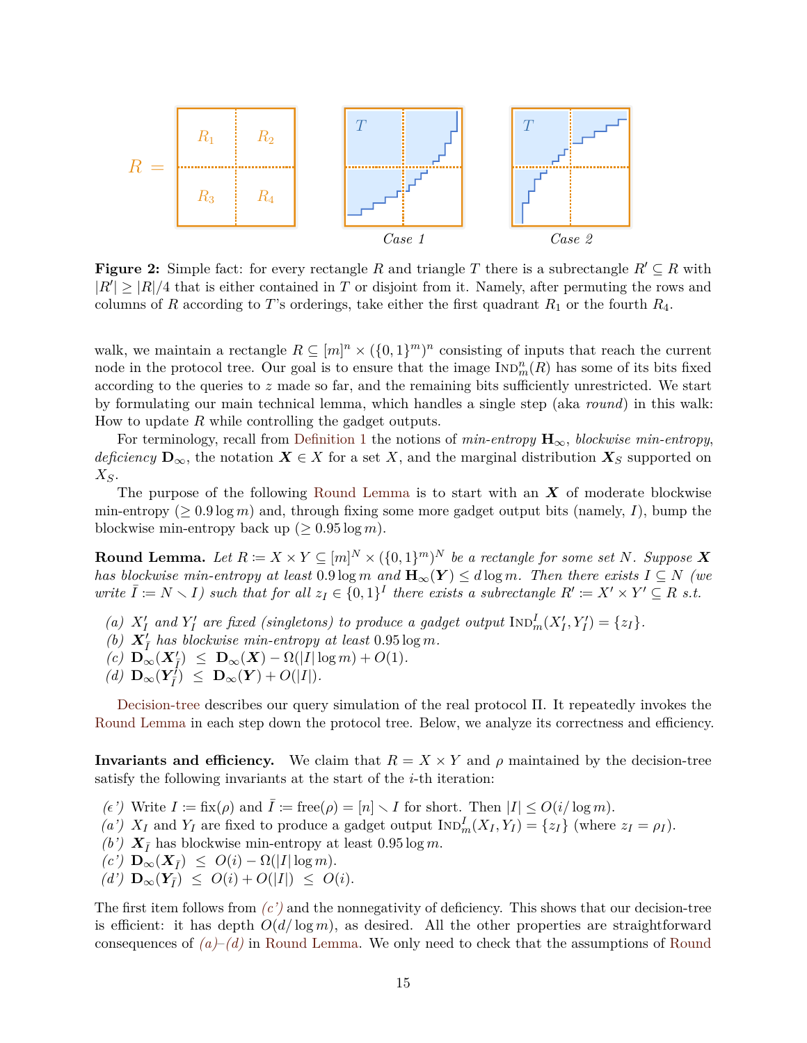**Figure 2:** Simple fact: for every rectangle $R$ and triangle $T$ there is a subrectangle $R' \subseteq R$ with $|R'| \geq |R|/4$ that is either contained in $T$ or disjoint from it. Namely, after permuting the rows and columns of $R$ according to $T$'s orderings, take either the first quadrant $R_1$ or the fourth $R_4$.

walk, we maintain a rectangle $R \subseteq [m]^n \times (\{0,1\}^m)^n$ consisting of inputs that reach the current node in the protocol tree. Our goal is to ensure that the image $\text{IND}_m^n(R)$ has some of its bits fixed according to the queries to $z$ made so far, and the remaining bits sufficiently unrestricted. We start by formulating our main technical lemma, which handles a single step (aka *round*) in this walk: How to update $R$ while controlling the gadget outputs.

For terminology, recall from Definition 1 the notions of *min-entropy* $\mathbf{H}_\infty$, *blockwise min-entropy*, *deficiency* $\mathbf{D}_\infty$, the notation $\boldsymbol{X} \in X$ for a set $X$, and the marginal distribution $\boldsymbol{X}_S$ supported on $X_S$.

The purpose of the following Round Lemma is to start with an $\boldsymbol{X}$ of moderate blockwise min-entropy ($\geq 0.9 \log m$) and, through fixing some more gadget output bits (namely, $I$), bump the blockwise min-entropy back up ($\geq 0.95 \log m$).

**Round Lemma.** *Let $R := X \times Y \subseteq [m]^N \times (\{0,1\}^m)^N$ be a rectangle for some set $N$. Suppose $\boldsymbol{X}$ has blockwise min-entropy at least $0.9 \log m$ and $\mathbf{H}_\infty(\boldsymbol{Y}) \leq d \log m$. Then there exists $I \subseteq N$ (we write $\bar{I} := N \smallsetminus I$) such that for all $z_I \in \{0,1\}^I$ there exists a subrectangle $R' := X' \times Y' \subseteq R$ s.t.*

- *(a) $X'_I$ and $Y'_I$ are fixed (singletons) to produce a gadget output $\text{IND}_m^I(X'_I, Y'_I) = \{z_I\}$.*
- *(b) $\boldsymbol{X}'_{\bar{I}}$ has blockwise min-entropy at least $0.95 \log m$.*
- *(c) $\mathbf{D}_\infty(\boldsymbol{X}'_{\bar{I}}) \;\leq\; \mathbf{D}_\infty(\boldsymbol{X}) - \Omega(|I| \log m) + O(1)$.*
- *(d) $\mathbf{D}_\infty(\boldsymbol{Y}'_{\bar{I}}) \;\leq\; \mathbf{D}_\infty(\boldsymbol{Y}) + O(|I|)$.*

Decision-tree describes our query simulation of the real protocol $\Pi$. It repeatedly invokes the Round Lemma in each step down the protocol tree. Below, we analyze its correctness and efficiency.

**Invariants and efficiency.** We claim that $R = X \times Y$ and $\rho$ maintained by the decision-tree satisfy the following invariants at the start of the $i$-th iteration:

- *(ϵ')* Write $I := \text{fix}(\rho)$ and $\bar{I} := \text{free}(\rho) = [n] \smallsetminus I$ for short. Then $|I| \leq O(i/\log m)$.
- *(a')* $X_I$ and $Y_I$ are fixed to produce a gadget output $\text{IND}_m^I(X_I, Y_I) = \{z_I\}$ (where $z_I = \rho_I$).
- *(b')* $\boldsymbol{X}_{\bar{I}}$ has blockwise min-entropy at least $0.95 \log m$.
- *(c')* $\mathbf{D}_\infty(\boldsymbol{X}_{\bar{I}}) \;\leq\; O(i) - \Omega(|I| \log m)$.
- *(d')* $\mathbf{D}_\infty(\boldsymbol{Y}_{\bar{I}}) \;\leq\; O(i) + O(|I|) \;\leq\; O(i)$.

The first item follows from *(c')* and the nonnegativity of deficiency. This shows that our decision-tree is efficient: it has depth $O(d/\log m)$, as desired. All the other properties are straightforward consequences of *(a)–(d)* in Round Lemma. We only need to check that the assumptions of Round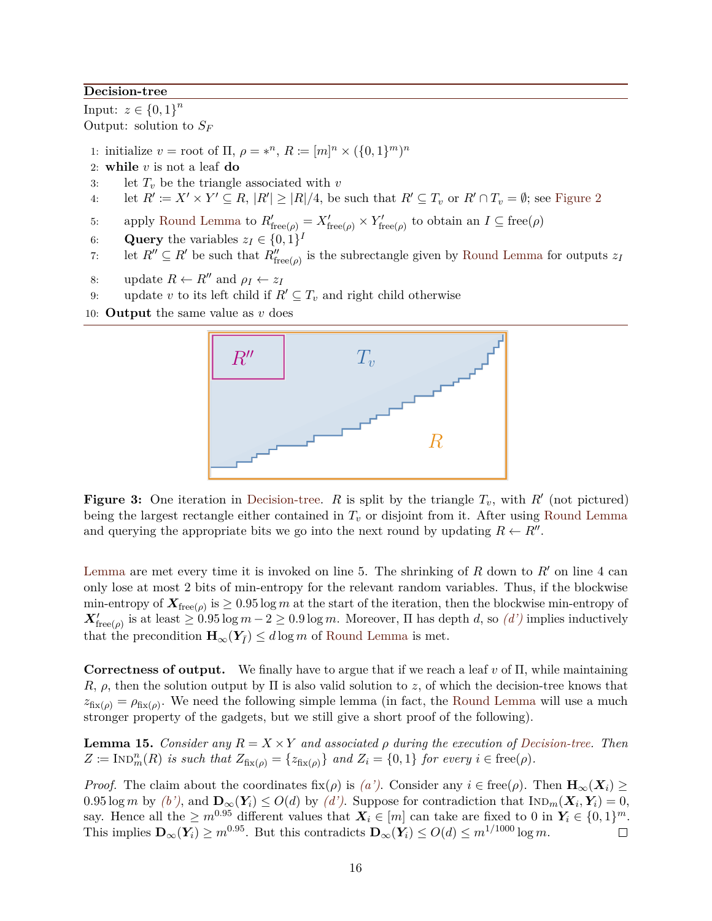**Decision-tree**

Input: $z \in \{0,1\}^n$
Output: solution to $S_F$

1: initialize $v =$ root of $\Pi$, $\rho = *^n$, $R := [m]^n \times (\{0,1\}^m)^n$
2: **while** $v$ is not a leaf **do**
3: let $T_v$ be the triangle associated with $v$
4: let $R' := X' \times Y' \subseteq R$, $|R'| \geq |R|/4$, be such that $R' \subseteq T_v$ or $R' \cap T_v = \emptyset$; see Figure 2
5: apply Round Lemma to $R'_{\text{free}(\rho)} = X'_{\text{free}(\rho)} \times Y'_{\text{free}(\rho)}$ to obtain an $I \subseteq \text{free}(\rho)$
6: **Query** the variables $z_I \in \{0,1\}^I$
7: let $R'' \subseteq R'$ be such that $R''_{\text{free}(\rho)}$ is the subrectangle given by Round Lemma for outputs $z_I$
8: update $R \leftarrow R''$ and $\rho_I \leftarrow z_I$
9: update $v$ to its left child if $R' \subseteq T_v$ and right child otherwise
10: **Output** the same value as $v$ does

**Figure 3:** One iteration in Decision-tree. $R$ is split by the triangle $T_v$, with $R'$ (not pictured) being the largest rectangle either contained in $T_v$ or disjoint from it. After using Round Lemma and querying the appropriate bits we go into the next round by updating $R \leftarrow R''$.

Lemma are met every time it is invoked on line 5. The shrinking of $R$ down to $R'$ on line 4 can only lose at most 2 bits of min-entropy for the relevant random variables. Thus, if the blockwise min-entropy of $\boldsymbol{X}_{\text{free}(\rho)}$ is $\geq 0.95 \log m$ at the start of the iteration, then the blockwise min-entropy of $\boldsymbol{X}'_{\text{free}(\rho)}$ is at least $\geq 0.95 \log m - 2 \geq 0.9 \log m$. Moreover, $\Pi$ has depth $d$, so *(d')* implies inductively that the precondition $\mathbf{H}_\infty(\boldsymbol{Y}_{\bar{I}}) \leq d \log m$ of Round Lemma is met.

**Correctness of output.** We finally have to argue that if we reach a leaf $v$ of $\Pi$, while maintaining $R$, $\rho$, then the solution output by $\Pi$ is also valid solution to $z$, of which the decision-tree knows that $z_{\text{fix}(\rho)} = \rho_{\text{fix}(\rho)}$. We need the following simple lemma (in fact, the Round Lemma will use a much stronger property of the gadgets, but we still give a short proof of the following).

**Lemma 15.** *Consider any $R = X \times Y$ and associated $\rho$ during the execution of Decision-tree. Then $Z := \text{IND}_m^n(R)$ is such that $Z_{\text{fix}(\rho)} = \{z_{\text{fix}(\rho)}\}$ and $Z_i = \{0,1\}$ for every $i \in \text{free}(\rho)$.*

*Proof.* The claim about the coordinates $\text{fix}(\rho)$ is *(a')*. Consider any $i \in \text{free}(\rho)$. Then $\mathbf{H}_\infty(\boldsymbol{X}_i) \geq 0.95 \log m$ by *(b')*, and $\mathbf{D}_\infty(\boldsymbol{Y}_i) \leq O(d)$ by *(d')*. Suppose for contradiction that $\text{IND}_m(\boldsymbol{X}_i, \boldsymbol{Y}_i) = 0$, say. Hence all the $\geq m^{0.95}$ different values that $\boldsymbol{X}_i \in [m]$ can take are fixed to 0 in $\boldsymbol{Y}_i \in \{0,1\}^m$. This implies $\mathbf{D}_\infty(\boldsymbol{Y}_i) \geq m^{0.95}$. But this contradicts $\mathbf{D}_\infty(\boldsymbol{Y}_i) \leq O(d) \leq m^{1/1000} \log m$. $\square$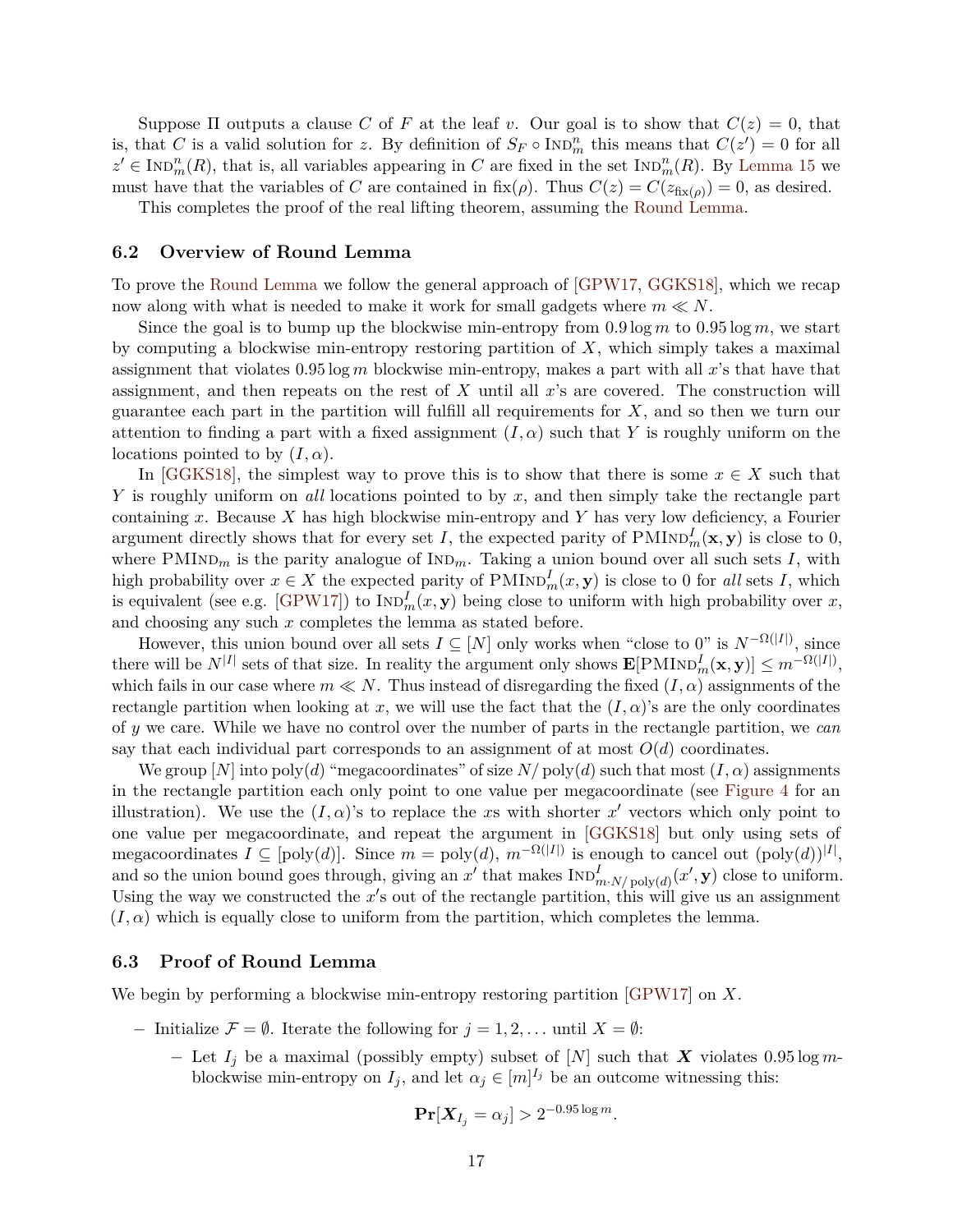Suppose $\Pi$ outputs a clause $C$ of $F$ at the leaf $v$. Our goal is to show that $C(z) = 0$, that is, that $C$ is a valid solution for $z$. By definition of $S_F \circ \text{IND}_m^n$ this means that $C(z') = 0$ for all $z' \in \text{IND}_m^n(R)$, that is, all variables appearing in $C$ are fixed in the set $\text{IND}_m^n(R)$. By Lemma 15 we must have that the variables of $C$ are contained in $\text{fix}(\rho)$. Thus $C(z) = C(z_{\text{fix}(\rho)}) = 0$, as desired.

This completes the proof of the real lifting theorem, assuming the Round Lemma.

### 6.2 Overview of Round Lemma

To prove the Round Lemma we follow the general approach of [GPW17, GGKS18], which we recap now along with what is needed to make it work for small gadgets where $m \ll N$.

Since the goal is to bump up the blockwise min-entropy from $0.9 \log m$ to $0.95 \log m$, we start by computing a blockwise min-entropy restoring partition of $X$, which simply takes a maximal assignment that violates $0.95 \log m$ blockwise min-entropy, makes a part with all $x$'s that have that assignment, and then repeats on the rest of $X$ until all $x$'s are covered. The construction will guarantee each part in the partition will fulfill all requirements for $X$, and so then we turn our attention to finding a part with a fixed assignment $(I, \alpha)$ such that $Y$ is roughly uniform on the locations pointed to by $(I, \alpha)$.

In [GGKS18], the simplest way to prove this is to show that there is some $x \in X$ such that $Y$ is roughly uniform on *all* locations pointed to by $x$, and then simply take the rectangle part containing $x$. Because $X$ has high blockwise min-entropy and $Y$ has very low deficiency, a Fourier argument directly shows that for every set $I$, the expected parity of $\text{PMIND}_m^I(\mathbf{x}, \mathbf{y})$ is close to 0, where $\text{PMIND}_m$ is the parity analogue of $\text{IND}_m$. Taking a union bound over all such sets $I$, with high probability over $x \in X$ the expected parity of $\text{PMIND}_m^I(x, \mathbf{y})$ is close to 0 for *all* sets $I$, which is equivalent (see e.g. [GPW17]) to $\text{IND}_m^I(x, \mathbf{y})$ being close to uniform with high probability over $x$, and choosing any such $x$ completes the lemma as stated before.

However, this union bound over all sets $I \subseteq [N]$ only works when "close to 0" is $N^{-\Omega(|I|)}$, since there will be $N^{|I|}$ sets of that size. In reality the argument only shows $\mathbf{E}[\text{PMIND}_m^I(\mathbf{x}, \mathbf{y})] \leq m^{-\Omega(|I|)}$, which fails in our case where $m \ll N$. Thus instead of disregarding the fixed $(I, \alpha)$ assignments of the rectangle partition when looking at $x$, we will use the fact that the $(I, \alpha)$'s are the only coordinates of $y$ we care. While we have no control over the number of parts in the rectangle partition, we *can* say that each individual part corresponds to an assignment of at most $O(d)$ coordinates.

We group $[N]$ into $\text{poly}(d)$ "megacoordinates" of size $N/\text{poly}(d)$ such that most $(I, \alpha)$ assignments in the rectangle partition each only point to one value per megacoordinate (see Figure 4 for an illustration). We use the $(I, \alpha)$'s to replace the $x$s with shorter $x'$ vectors which only point to one value per megacoordinate, and repeat the argument in [GGKS18] but only using sets of megacoordinates $I \subseteq [\text{poly}(d)]$. Since $m = \text{poly}(d)$, $m^{-\Omega(|I|)}$ is enough to cancel out $(\text{poly}(d))^{|I|}$, and so the union bound goes through, giving an $x'$ that makes $\text{IND}_{m \cdot N/\text{poly}(d)}^I(x', \mathbf{y})$ close to uniform. Using the way we constructed the $x'$s out of the rectangle partition, this will give us an assignment $(I, \alpha)$ which is equally close to uniform from the partition, which completes the lemma.

### 6.3 Proof of Round Lemma

We begin by performing a blockwise min-entropy restoring partition [GPW17] on $X$.

- Initialize $\mathcal{F} = \emptyset$. Iterate the following for $j = 1, 2, \ldots$ until $X = \emptyset$:
  - Let $I_j$ be a maximal (possibly empty) subset of $[N]$ such that $\boldsymbol{X}$ violates $0.95 \log m$-blockwise min-entropy on $I_j$, and let $\alpha_j \in [m]^{I_j}$ be an outcome witnessing this:

$$\mathbf{Pr}[\boldsymbol{X}_{I_j} = \alpha_j] > 2^{-0.95 \log m}.$$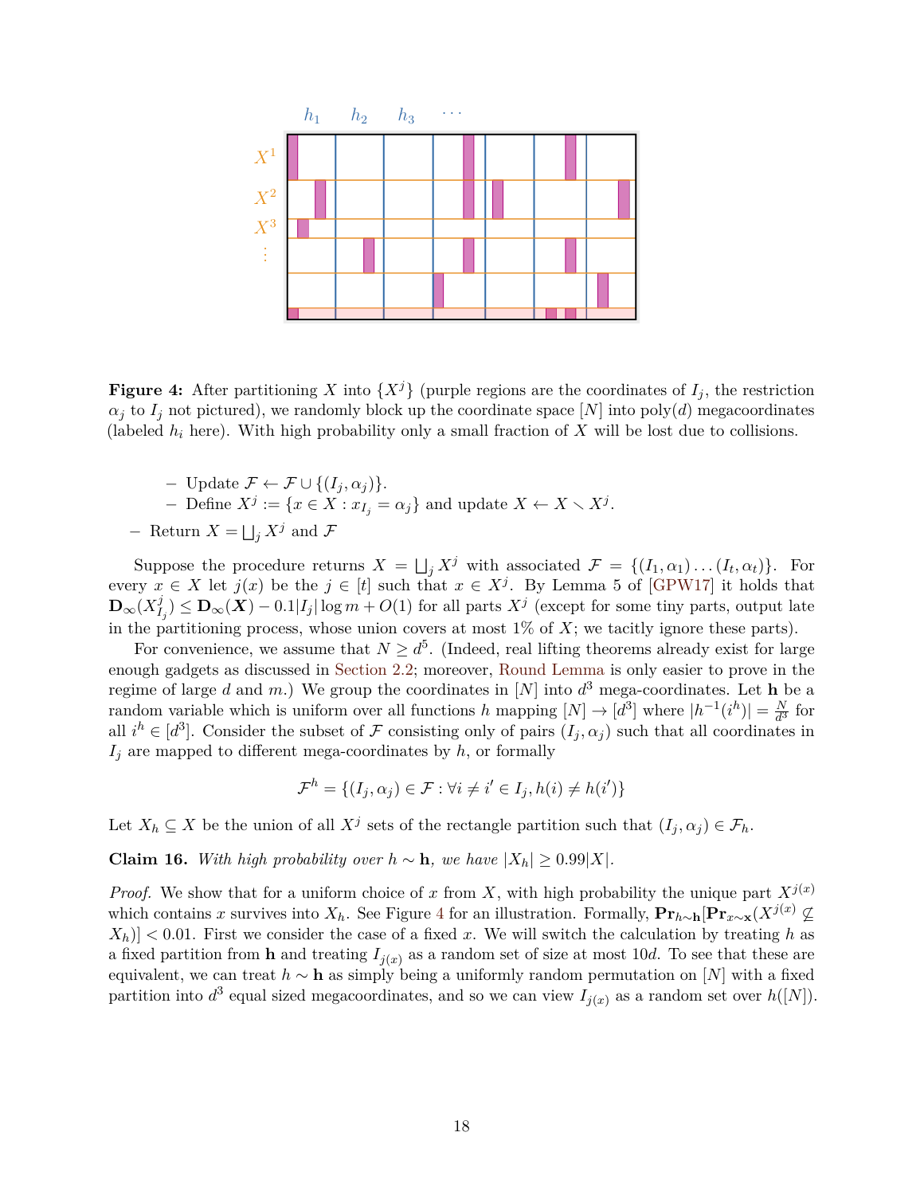**Figure 4:** After partitioning $X$ into $\{X^j\}$ (purple regions are the coordinates of $I_j$, the restriction $\alpha_j$ to $I_j$ not pictured), we randomly block up the coordinate space $[N]$ into poly$(d)$ megacoordinates (labeled $h_i$ here). With high probability only a small fraction of $X$ will be lost due to collisions.

- Update $\mathcal{F} \leftarrow \mathcal{F} \cup \{(I_j, \alpha_j)\}$.
- Define $X^j := \{x \in X : x_{I_j} = \alpha_j\}$ and update $X \leftarrow X \setminus X^j$.

- Return $X = \bigsqcup_j X^j$ and $\mathcal{F}$

Suppose the procedure returns $X = \bigsqcup_j X^j$ with associated $\mathcal{F} = \{(I_1, \alpha_1) \ldots (I_t, \alpha_t)\}$. For every $x \in X$ let $j(x)$ be the $j \in [t]$ such that $x \in X^j$. By Lemma 5 of [GPW17] it holds that $\mathbf{D}_\infty(X^j_{I_j}) \leq \mathbf{D}_\infty(\boldsymbol{X}) - 0.1|I_j| \log m + O(1)$ for all parts $X^j$ (except for some tiny parts, output late in the partitioning process, whose union covers at most 1% of $X$; we tacitly ignore these parts).

For convenience, we assume that $N \geq d^5$. (Indeed, real lifting theorems already exist for large enough gadgets as discussed in Section 2.2; moreover, Round Lemma is only easier to prove in the regime of large $d$ and $m$.) We group the coordinates in $[N]$ into $d^3$ mega-coordinates. Let $\mathbf{h}$ be a random variable which is uniform over all functions $h$ mapping $[N] \to [d^3]$ where $|h^{-1}(i^h)| = \frac{N}{d^3}$ for all $i^h \in [d^3]$. Consider the subset of $\mathcal{F}$ consisting only of pairs $(I_j, \alpha_j)$ such that all coordinates in $I_j$ are mapped to different mega-coordinates by $h$, or formally

$$\mathcal{F}^h = \{(I_j, \alpha_j) \in \mathcal{F} : \forall i \neq i' \in I_j, h(i) \neq h(i')\}$$

Let $X_h \subseteq X$ be the union of all $X^j$ sets of the rectangle partition such that $(I_j, \alpha_j) \in \mathcal{F}_h$.

**Claim 16.** *With high probability over $h \sim \mathbf{h}$, we have $|X_h| \geq 0.99|X|$.*

*Proof.* We show that for a uniform choice of $x$ from $X$, with high probability the unique part $X^{j(x)}$ which contains $x$ survives into $X_h$. See Figure 4 for an illustration. Formally, $\mathbf{Pr}_{h \sim \mathbf{h}}[\mathbf{Pr}_{x \sim \mathbf{x}}(X^{j(x)} \not\subseteq X_h)] < 0.01$. First we consider the case of a fixed $x$. We will switch the calculation by treating $h$ as a fixed partition from $\mathbf{h}$ and treating $I_{j(x)}$ as a random set of size at most $10d$. To see that these are equivalent, we can treat $h \sim \mathbf{h}$ as simply being a uniformly random permutation on $[N]$ with a fixed partition into $d^3$ equal sized megacoordinates, and so we can view $I_{j(x)}$ as a random set over $h([N])$.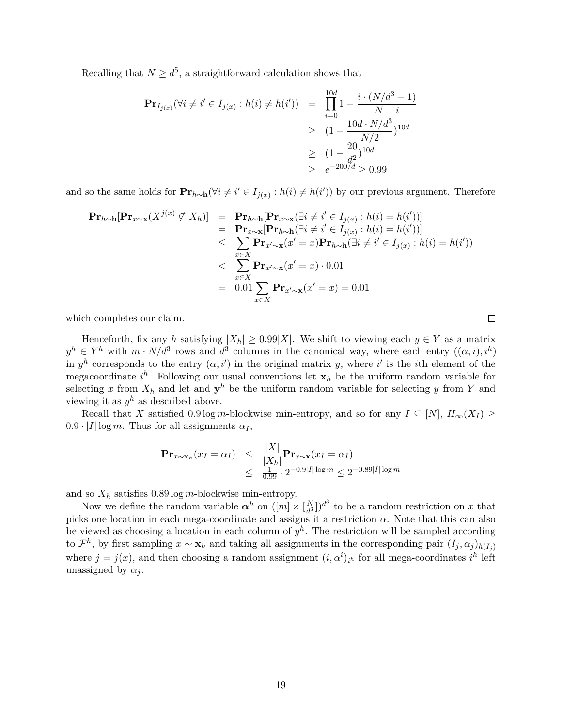Recalling that $N \geq d^5$, a straightforward calculation shows that

$$
\begin{aligned}
\mathbf{Pr}_{I_{j(x)}}(\forall i \neq i' \in I_{j(x)} : h(i) \neq h(i')) &= \prod_{i=0}^{10d} 1 - \frac{i \cdot (N/d^3 - 1)}{N - i} \\
&\geq (1 - \frac{10d \cdot N/d^3}{N/2})^{10d} \\
&\geq (1 - \frac{20}{d^2})^{10d} \\
&\geq e^{-200/d} \geq 0.99
\end{aligned}
$$

and so the same holds for $\mathbf{Pr}_{h \sim \mathbf{h}}(\forall i \neq i' \in I_{j(x)} : h(i) \neq h(i'))$ by our previous argument. Therefore

$$
\begin{aligned}
\mathbf{Pr}_{h \sim \mathbf{h}}[\mathbf{Pr}_{x \sim \mathbf{x}}(X^{j(x)} \not\subseteq X_h)] &= \mathbf{Pr}_{h \sim \mathbf{h}}[\mathbf{Pr}_{x \sim \mathbf{x}}(\exists i \neq i' \in I_{j(x)} : h(i) = h(i'))] \\
&= \mathbf{Pr}_{x \sim \mathbf{x}}[\mathbf{Pr}_{h \sim \mathbf{h}}(\exists i \neq i' \in I_{j(x)} : h(i) = h(i'))] \\
&\leq \sum_{x \in X} \mathbf{Pr}_{x' \sim \mathbf{x}}(x' = x) \mathbf{Pr}_{h \sim \mathbf{h}}(\exists i \neq i' \in I_{j(x)} : h(i) = h(i')) \\
&< \sum_{x \in X} \mathbf{Pr}_{x' \sim \mathbf{x}}(x' = x) \cdot 0.01 \\
&= 0.01 \sum_{x \in X} \mathbf{Pr}_{x' \sim \mathbf{x}}(x' = x) = 0.01
\end{aligned}
$$

which completes our claim. □

Henceforth, fix any $h$ satisfying $|X_h| \geq 0.99|X|$. We shift to viewing each $y \in Y$ as a matrix $y^h \in Y^h$ with $m \cdot N/d^3$ rows and $d^3$ columns in the canonical way, where each entry $((\alpha, i), i^h)$ in $y^h$ corresponds to the entry $(\alpha, i')$ in the original matrix $y$, where $i'$ is the $i$th element of the megacoordinate $i^h$. Following our usual conventions let $\mathbf{x}_h$ be the uniform random variable for selecting $x$ from $X_h$ and let and $\mathbf{y}^h$ be the uniform random variable for selecting $y$ from $Y$ and viewing it as $y^h$ as described above.

Recall that $X$ satisfied $0.9 \log m$-blockwise min-entropy, and so for any $I \subseteq [N]$, $H_\infty(X_I) \geq 0.9 \cdot |I| \log m$. Thus for all assignments $\alpha_I$,

$$
\begin{aligned}
\mathbf{Pr}_{x \sim \mathbf{x}_h}(x_I = \alpha_I) &\leq \frac{|X|}{|X_h|} \mathbf{Pr}_{x \sim \mathbf{x}}(x_I = \alpha_I) \\
&\leq \tfrac{1}{0.99} \cdot 2^{-0.9|I| \log m} \leq 2^{-0.89|I| \log m}
\end{aligned}
$$

and so $X_h$ satisfies $0.89 \log m$-blockwise min-entropy.

Now we define the random variable $\boldsymbol{\alpha}^h$ on $([m] \times [\frac{N}{d^3}])^{d^3}$ to be a random restriction on $x$ that picks one location in each mega-coordinate and assigns it a restriction $\alpha$. Note that this can also be viewed as choosing a location in each column of $y^h$. The restriction will be sampled according to $\mathcal{F}^h$, by first sampling $x \sim \mathbf{x}_h$ and taking all assignments in the corresponding pair $(I_j, \alpha_j)_{h(I_j)}$ where $j = j(x)$, and then choosing a random assignment $(i, \alpha^i)_{i^h}$ for all mega-coordinates $i^h$ left unassigned by $\alpha_j$.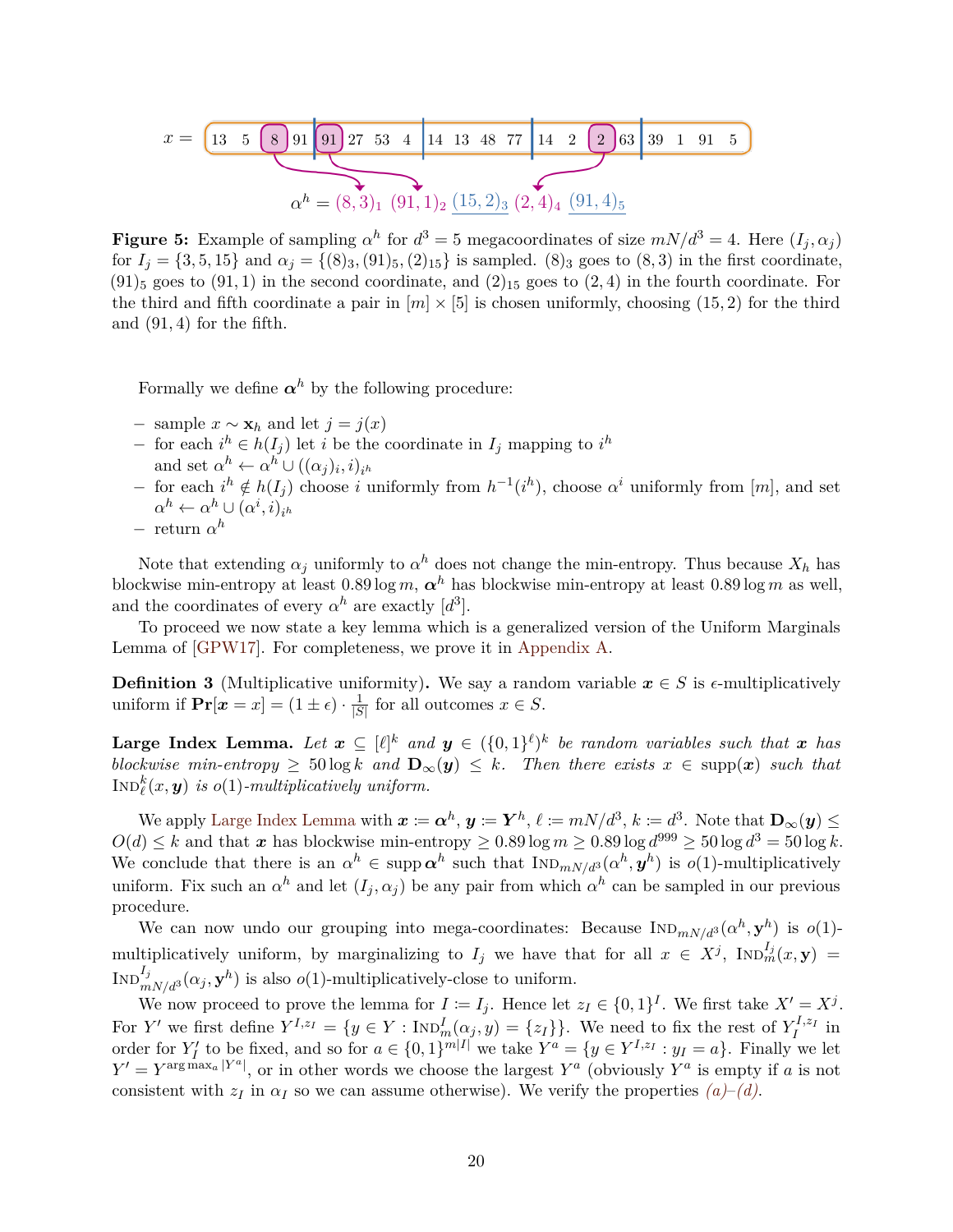$x = $ 13 5 8 91 | 91 27 53 4 | 14 13 48 77 | 14 2 2 63 | 39 1 91 5

$\alpha^h = (8,3)_1 \; (91,1)_2 \; (15,2)_3 \; (2,4)_4 \; (91,4)_5$

**Figure 5:** Example of sampling $\alpha^h$ for $d^3 = 5$ megacoordinates of size $mN/d^3 = 4$. Here $(I_j, \alpha_j)$ for $I_j = \{3, 5, 15\}$ and $\alpha_j = \{(8)_3, (91)_5, (2)_{15}\}$ is sampled. $(8)_3$ goes to $(8, 3)$ in the first coordinate, $(91)_5$ goes to $(91, 1)$ in the second coordinate, and $(2)_{15}$ goes to $(2, 4)$ in the fourth coordinate. For the third and fifth coordinate a pair in $[m] \times [5]$ is chosen uniformly, choosing $(15, 2)$ for the third and $(91, 4)$ for the fifth.

Formally we define $\boldsymbol{\alpha}^h$ by the following procedure:

- sample $x \sim \mathbf{x}_h$ and let $j = j(x)$
- for each $i^h \in h(I_j)$ let $i$ be the coordinate in $I_j$ mapping to $i^h$ and set $\alpha^h \leftarrow \alpha^h \cup ((\alpha_j)_i, i)_{i^h}$
- for each $i^h \notin h(I_j)$ choose $i$ uniformly from $h^{-1}(i^h)$, choose $\alpha^i$ uniformly from $[m]$, and set $\alpha^h \leftarrow \alpha^h \cup (\alpha^i, i)_{i^h}$
- return $\alpha^h$

Note that extending $\alpha_j$ uniformly to $\alpha^h$ does not change the min-entropy. Thus because $X_h$ has blockwise min-entropy at least $0.89 \log m$, $\boldsymbol{\alpha}^h$ has blockwise min-entropy at least $0.89 \log m$ as well, and the coordinates of every $\alpha^h$ are exactly $[d^3]$.

To proceed we now state a key lemma which is a generalized version of the Uniform Marginals Lemma of [GPW17]. For completeness, we prove it in Appendix A.

**Definition 3** (Multiplicative uniformity)**.** We say a random variable $\boldsymbol{x} \in S$ is $\epsilon$-multiplicatively uniform if $\mathbf{Pr}[\boldsymbol{x} = x] = (1 \pm \epsilon) \cdot \frac{1}{|S|}$ for all outcomes $x \in S$.

**Large Index Lemma.** *Let $\boldsymbol{x} \subseteq [\ell]^k$ and $\boldsymbol{y} \in (\{0,1\}^\ell)^k$ be random variables such that $\boldsymbol{x}$ has blockwise min-entropy $\geq 50 \log k$ and $\mathbf{D}_\infty(\boldsymbol{y}) \leq k$. Then there exists $x \in \operatorname{supp}(\boldsymbol{x})$ such that $\text{IND}^k_\ell(x, \boldsymbol{y})$ is $o(1)$-multiplicatively uniform.*

We apply Large Index Lemma with $\boldsymbol{x} := \boldsymbol{\alpha}^h$, $\boldsymbol{y} := \mathbf{Y}^h$, $\ell := mN/d^3$, $k := d^3$. Note that $\mathbf{D}_\infty(\boldsymbol{y}) \leq O(d) \leq k$ and that $\boldsymbol{x}$ has blockwise min-entropy $\geq 0.89 \log m \geq 0.89 \log d^{999} \geq 50 \log d^3 = 50 \log k$. We conclude that there is an $\alpha^h \in \operatorname{supp} \boldsymbol{\alpha}^h$ such that $\text{IND}_{mN/d^3}(\alpha^h, \boldsymbol{y}^h)$ is $o(1)$-multiplicatively uniform. Fix such an $\alpha^h$ and let $(I_j, \alpha_j)$ be any pair from which $\alpha^h$ can be sampled in our previous procedure.

We can now undo our grouping into mega-coordinates: Because $\text{IND}_{mN/d^3}(\alpha^h, \mathbf{y}^h)$ is $o(1)$-multiplicatively uniform, by marginalizing to $I_j$ we have that for all $x \in X^j$, $\text{IND}^{I_j}_m(x, \mathbf{y}) = \text{IND}^{I_j}_{mN/d^3}(\alpha_j, \mathbf{y}^h)$ is also $o(1)$-multiplicatively-close to uniform.

We now proceed to prove the lemma for $I := I_j$. Hence let $z_I \in \{0,1\}^I$. We first take $X' = X^j$. For $Y'$ we first define $Y^{I,z_I} = \{y \in Y : \text{IND}^I_m(\alpha_j, y) = \{z_I\}\}$. We need to fix the rest of $Y^{I,z_I}_I$ in order for $Y'_I$ to be fixed, and so for $a \in \{0,1\}^{m|I|}$ we take $Y^a = \{y \in Y^{I,z_I} : y_I = a\}$. Finally we let $Y' = Y^{\arg\max_a |Y^a|}$, or in other words we choose the largest $Y^a$ (obviously $Y^a$ is empty if $a$ is not consistent with $z_I$ in $\alpha_I$ so we can assume otherwise). We verify the properties *(a)–(d)*.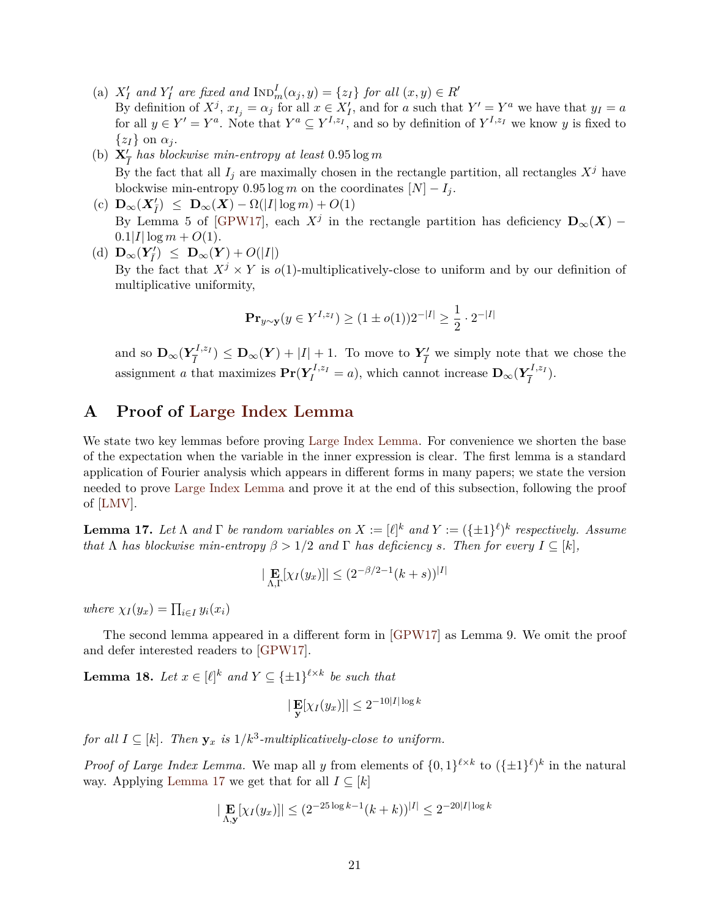(a) *$X'_I$ and $Y'_I$ are fixed and* $\text{IND}^I_m(\alpha_j, y) = \{z_I\}$ *for all* $(x, y) \in R'$
By definition of $X^j$, $x_{I_j} = \alpha_j$ for all $x \in X'_I$, and for $a$ such that $Y' = Y^a$ we have that $y_I = a$ for all $y \in Y' = Y^a$. Note that $Y^a \subseteq Y^{I,z_I}$, and so by definition of $Y^{I,z_I}$ we know $y$ is fixed to $\{z_I\}$ on $\alpha_j$.

(b) $\mathbf{X}'_{\bar{I}}$ *has blockwise min-entropy at least* $0.95 \log m$
By the fact that all $I_j$ are maximally chosen in the rectangle partition, all rectangles $X^j$ have blockwise min-entropy $0.95 \log m$ on the coordinates $[N] - I_j$.

(c) $\mathbf{D}_\infty(\boldsymbol{X}'_{\bar{I}}) \;\le\; \mathbf{D}_\infty(\boldsymbol{X}) - \Omega(|I| \log m) + O(1)$
By Lemma 5 of [GPW17], each $X^j$ in the rectangle partition has deficiency $\mathbf{D}_\infty(\boldsymbol{X}) - 0.1|I| \log m + O(1)$.

(d) $\mathbf{D}_\infty(\boldsymbol{Y}'_{\bar{I}}) \;\le\; \mathbf{D}_\infty(\boldsymbol{Y}) + O(|I|)$
By the fact that $X^j \times Y$ is $o(1)$-multiplicatively-close to uniform and by our definition of multiplicative uniformity,

$$\mathbf{Pr}_{y \sim \mathbf{y}}(y \in Y^{I,z_I}) \ge (1 \pm o(1))2^{-|I|} \ge \frac{1}{2} \cdot 2^{-|I|}$$

and so $\mathbf{D}_\infty(\boldsymbol{Y}^{I,z_I}_{\bar{I}}) \le \mathbf{D}_\infty(\boldsymbol{Y}) + |I| + 1$. To move to $\boldsymbol{Y}'_{\bar{I}}$ we simply note that we chose the assignment $a$ that maximizes $\mathbf{Pr}(\boldsymbol{Y}^{I,z_I}_I = a)$, which cannot increase $\mathbf{D}_\infty(\boldsymbol{Y}^{I,z_I}_{\bar{I}})$.

# A Proof of Large Index Lemma

We state two key lemmas before proving Large Index Lemma. For convenience we shorten the base of the expectation when the variable in the inner expression is clear. The first lemma is a standard application of Fourier analysis which appears in different forms in many papers; we state the version needed to prove Large Index Lemma and prove it at the end of this subsection, following the proof of [LMV].

**Lemma 17.** *Let $\Lambda$ and $\Gamma$ be random variables on $X := [\ell]^k$ and $Y := (\{\pm 1\}^\ell)^k$ respectively. Assume that $\Lambda$ has blockwise min-entropy $\beta > 1/2$ and $\Gamma$ has deficiency $s$. Then for every $I \subseteq [k]$,*

$$|\mathop{\mathbf{E}}_{\Lambda,\Gamma}[\chi_I(y_x)]| \le (2^{-\beta/2-1}(k+s))^{|I|}$$

*where $\chi_I(y_x) = \prod_{i \in I} y_i(x_i)$*

The second lemma appeared in a different form in [GPW17] as Lemma 9. We omit the proof and defer interested readers to [GPW17].

**Lemma 18.** *Let $x \in [\ell]^k$ and $Y \subseteq \{\pm 1\}^{\ell \times k}$ be such that*

$$|\mathop{\mathbf{E}}_{\mathbf{y}}[\chi_I(y_x)]| \le 2^{-10|I| \log k}$$

*for all $I \subseteq [k]$. Then $\mathbf{y}_x$ is $1/k^3$-multiplicatively-close to uniform.*

*Proof of Large Index Lemma.* We map all $y$ from elements of $\{0,1\}^{\ell \times k}$ to $(\{\pm 1\}^\ell)^k$ in the natural way. Applying Lemma 17 we get that for all $I \subseteq [k]$

$$|\mathop{\mathbf{E}}_{\Lambda,\mathbf{y}}[\chi_I(y_x)]| \le (2^{-25 \log k - 1}(k+k))^{|I|} \le 2^{-20|I| \log k}$$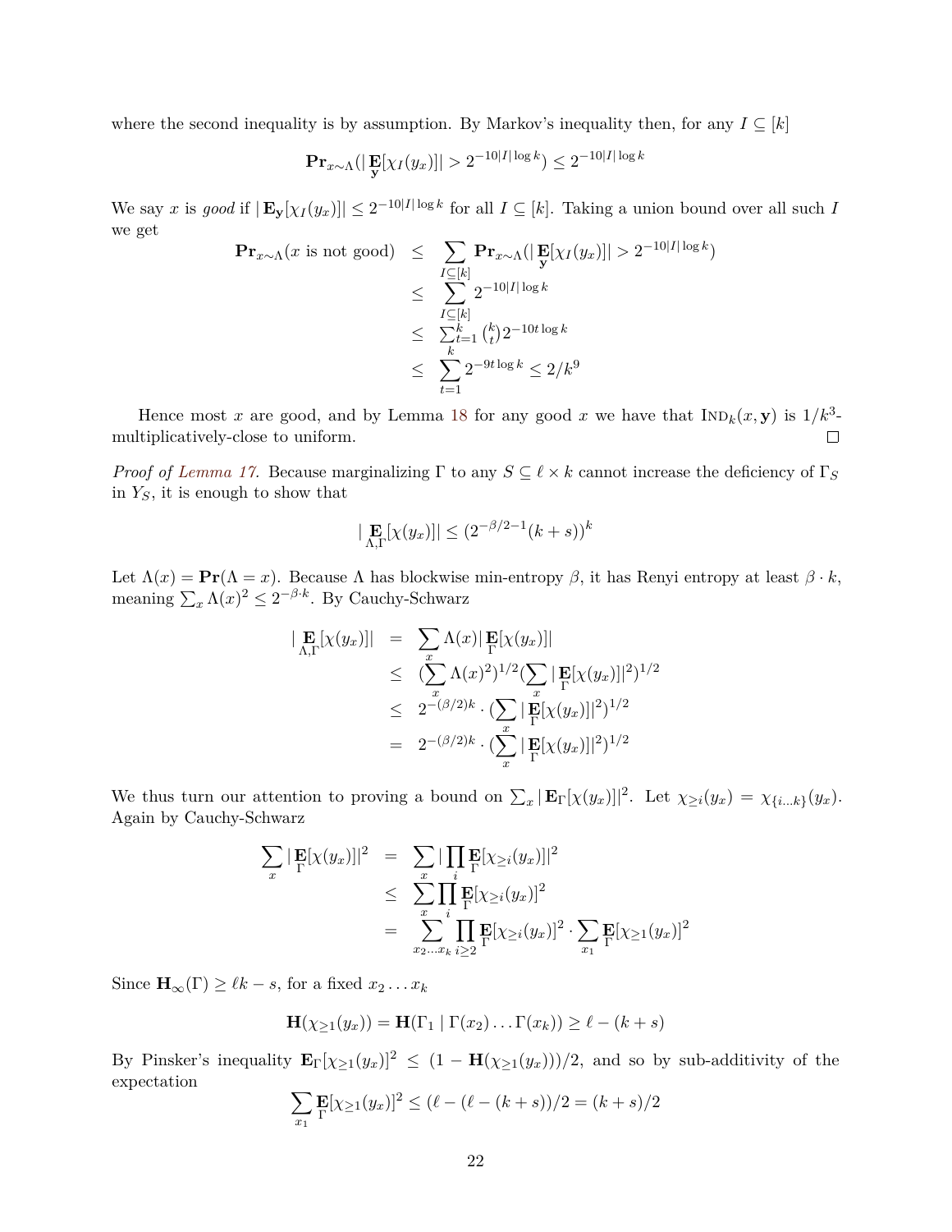where the second inequality is by assumption. By Markov's inequality then, for any $I \subseteq [k]$

$$\mathbf{Pr}_{x\sim\Lambda}(|\mathop{\mathbf{E}}_{\mathbf{y}}[\chi_I(y_x)]| > 2^{-10|I|\log k}) \leq 2^{-10|I|\log k}$$

We say $x$ is *good* if $|\mathbf{E}_{\mathbf{y}}[\chi_I(y_x)]| \leq 2^{-10|I|\log k}$ for all $I \subseteq [k]$. Taking a union bound over all such $I$ we get

$$\begin{aligned}
\mathbf{Pr}_{x\sim\Lambda}(x \text{ is not good}) &\leq \sum_{I\subseteq[k]} \mathbf{Pr}_{x\sim\Lambda}(|\mathop{\mathbf{E}}_{\mathbf{y}}[\chi_I(y_x)]| > 2^{-10|I|\log k}) \\
&\leq \sum_{I\subseteq[k]} 2^{-10|I|\log k} \\
&\leq \textstyle\sum_{t=1}^{k} \binom{k}{t} 2^{-10t\log k} \\
&\leq \sum_{t=1}^{k} 2^{-9t\log k} \leq 2/k^9
\end{aligned}$$

Hence most $x$ are good, and by Lemma 18 for any good $x$ we have that $\textsc{Ind}_k(x, \mathbf{y})$ is $1/k^3$-multiplicatively-close to uniform. ◻

*Proof of Lemma 17.* Because marginalizing $\Gamma$ to any $S \subseteq \ell \times k$ cannot increase the deficiency of $\Gamma_S$ in $Y_S$, it is enough to show that

$$|\mathop{\mathbf{E}}_{\Lambda,\Gamma}[\chi(y_x)]| \leq (2^{-\beta/2-1}(k+s))^k$$

Let $\Lambda(x) = \mathbf{Pr}(\Lambda = x)$. Because $\Lambda$ has blockwise min-entropy $\beta$, it has Renyi entropy at least $\beta \cdot k$, meaning $\sum_x \Lambda(x)^2 \leq 2^{-\beta\cdot k}$. By Cauchy-Schwarz

$$\begin{aligned}
|\mathop{\mathbf{E}}_{\Lambda,\Gamma}[\chi(y_x)]| &= \sum_x \Lambda(x)|\mathop{\mathbf{E}}_{\Gamma}[\chi(y_x)]| \\
&\leq (\sum_x \Lambda(x)^2)^{1/2}(\sum_x |\mathop{\mathbf{E}}_{\Gamma}[\chi(y_x)]|^2)^{1/2} \\
&\leq 2^{-(\beta/2)k} \cdot (\sum_x |\mathop{\mathbf{E}}_{\Gamma}[\chi(y_x)]|^2)^{1/2} \\
&= 2^{-(\beta/2)k} \cdot (\sum_x |\mathop{\mathbf{E}}_{\Gamma}[\chi(y_x)]|^2)^{1/2}
\end{aligned}$$

We thus turn our attention to proving a bound on $\sum_x |\mathbf{E}_\Gamma[\chi(y_x)]|^2$. Let $\chi_{\geq i}(y_x) = \chi_{\{i\ldots k\}}(y_x)$. Again by Cauchy-Schwarz

$$\begin{aligned}
\sum_x |\mathop{\mathbf{E}}_{\Gamma}[\chi(y_x)]|^2 &= \sum_x |\prod_i \mathop{\mathbf{E}}_{\Gamma}[\chi_{\geq i}(y_x)]|^2 \\
&\leq \sum_x \prod_i \mathop{\mathbf{E}}_{\Gamma}[\chi_{\geq i}(y_x)]^2 \\
&= \sum_{x_2\ldots x_k} \prod_{i\geq 2} \mathop{\mathbf{E}}_{\Gamma}[\chi_{\geq i}(y_x)]^2 \cdot \sum_{x_1} \mathop{\mathbf{E}}_{\Gamma}[\chi_{\geq 1}(y_x)]^2
\end{aligned}$$

Since $\mathbf{H}_\infty(\Gamma) \geq \ell k - s$, for a fixed $x_2 \ldots x_k$

$$\mathbf{H}(\chi_{\geq 1}(y_x)) = \mathbf{H}(\Gamma_1 \mid \Gamma(x_2)\ldots\Gamma(x_k)) \geq \ell - (k+s)$$

By Pinsker's inequality $\mathbf{E}_\Gamma[\chi_{\geq 1}(y_x)]^2 \leq (1 - \mathbf{H}(\chi_{\geq 1}(y_x)))/2$, and so by sub-additivity of the expectation

$$\sum_{x_1} \mathop{\mathbf{E}}_{\Gamma}[\chi_{\geq 1}(y_x)]^2 \leq (\ell - (\ell - (k+s))/2 = (k+s)/2$$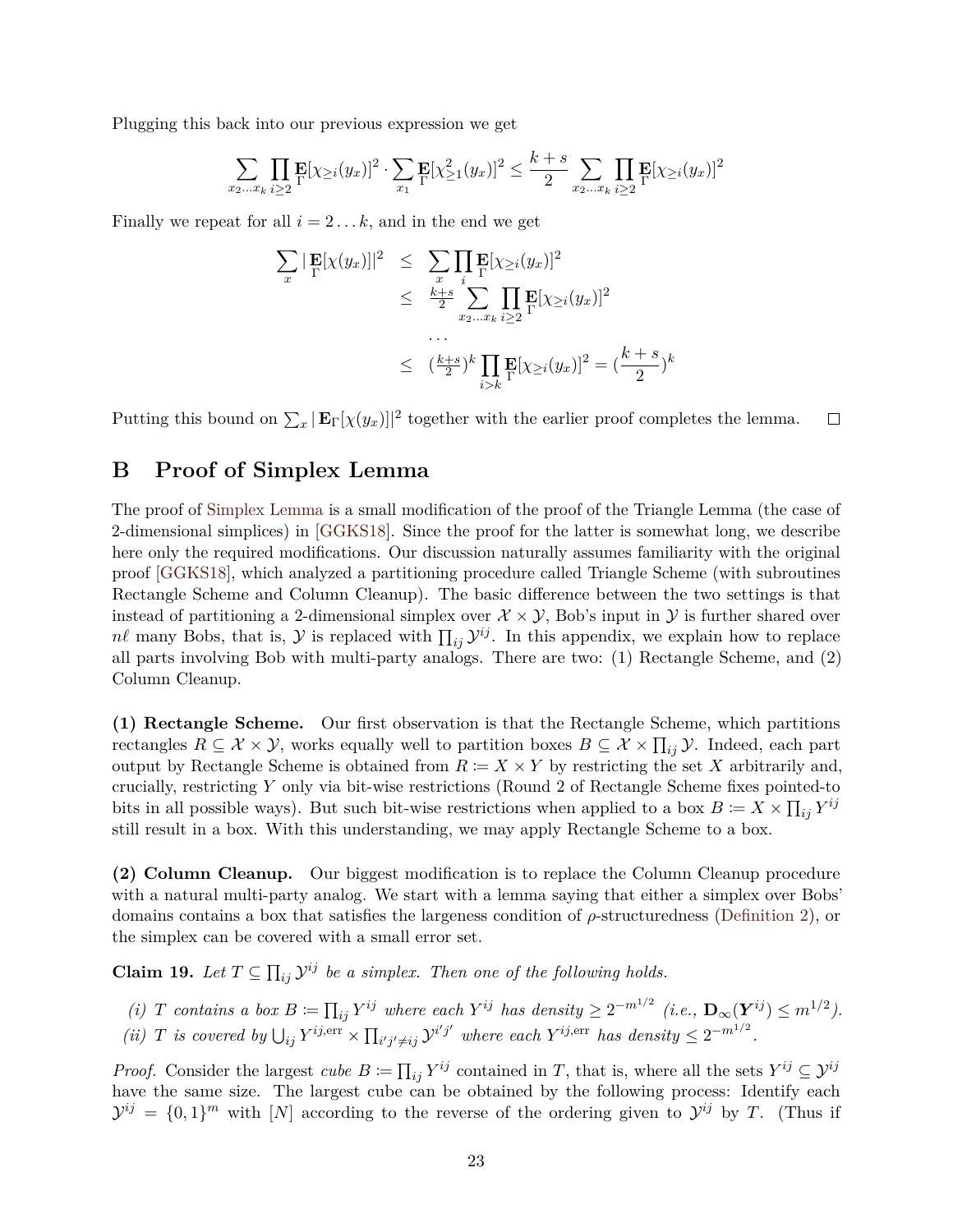Plugging this back into our previous expression we get

$$\sum_{x_2 \dots x_k} \prod_{i \geq 2} \mathop{\mathbf{E}}_{\Gamma}[\chi_{\geq i}(y_x)]^2 \cdot \sum_{x_1} \mathop{\mathbf{E}}_{\Gamma}[\chi_{\geq 1}^2(y_x)]^2 \leq \frac{k+s}{2} \sum_{x_2 \dots x_k} \prod_{i \geq 2} \mathop{\mathbf{E}}_{\Gamma}[\chi_{\geq i}(y_x)]^2$$

Finally we repeat for all $i = 2 \dots k$, and in the end we get

$$\begin{aligned}
\sum_x |\mathop{\mathbf{E}}_{\Gamma}[\chi(y_x)]|^2 &\leq \sum_x \prod_i \mathop{\mathbf{E}}_{\Gamma}[\chi_{\geq i}(y_x)]^2 \\
&\leq \tfrac{k+s}{2} \sum_{x_2 \dots x_k} \prod_{i \geq 2} \mathop{\mathbf{E}}_{\Gamma}[\chi_{\geq i}(y_x)]^2 \\
&\quad \dots \\
&\leq (\tfrac{k+s}{2})^k \prod_{i > k} \mathop{\mathbf{E}}_{\Gamma}[\chi_{\geq i}(y_x)]^2 = (\frac{k+s}{2})^k
\end{aligned}$$

Putting this bound on $\sum_x |\mathbf{E}_\Gamma[\chi(y_x)]|^2$ together with the earlier proof completes the lemma. □

# B Proof of Simplex Lemma

The proof of Simplex Lemma is a small modification of the proof of the Triangle Lemma (the case of 2-dimensional simplices) in [GGKS18]. Since the proof for the latter is somewhat long, we describe here only the required modifications. Our discussion naturally assumes familiarity with the original proof [GGKS18], which analyzed a partitioning procedure called Triangle Scheme (with subroutines Rectangle Scheme and Column Cleanup). The basic difference between the two settings is that instead of partitioning a 2-dimensional simplex over $\mathcal{X} \times \mathcal{Y}$, Bob's input in $\mathcal{Y}$ is further shared over $n\ell$ many Bobs, that is, $\mathcal{Y}$ is replaced with $\prod_{ij} \mathcal{Y}^{ij}$. In this appendix, we explain how to replace all parts involving Bob with multi-party analogs. There are two: (1) Rectangle Scheme, and (2) Column Cleanup.

**(1) Rectangle Scheme.** Our first observation is that the Rectangle Scheme, which partitions rectangles $R \subseteq \mathcal{X} \times \mathcal{Y}$, works equally well to partition boxes $B \subseteq \mathcal{X} \times \prod_{ij} \mathcal{Y}$. Indeed, each part output by Rectangle Scheme is obtained from $R \coloneqq X \times Y$ by restricting the set $X$ arbitrarily and, crucially, restricting $Y$ only via bit-wise restrictions (Round 2 of Rectangle Scheme fixes pointed-to bits in all possible ways). But such bit-wise restrictions when applied to a box $B \coloneqq X \times \prod_{ij} Y^{ij}$ still result in a box. With this understanding, we may apply Rectangle Scheme to a box.

**(2) Column Cleanup.** Our biggest modification is to replace the Column Cleanup procedure with a natural multi-party analog. We start with a lemma saying that either a simplex over Bobs' domains contains a box that satisfies the largeness condition of $\rho$-structuredness (Definition 2), or the simplex can be covered with a small error set.

**Claim 19.** *Let $T \subseteq \prod_{ij} \mathcal{Y}^{ij}$ be a simplex. Then one of the following holds.*

*(i) $T$ contains a box $B \coloneqq \prod_{ij} Y^{ij}$ where each $Y^{ij}$ has density $\geq 2^{-m^{1/2}}$ (i.e., $\mathbf{D}_\infty(\boldsymbol{Y}^{ij}) \leq m^{1/2}$).*

*(ii) $T$ is covered by $\bigcup_{ij} Y^{ij,\text{err}} \times \prod_{i'j' \neq ij} \mathcal{Y}^{i'j'}$ where each $Y^{ij,\text{err}}$ has density $\leq 2^{-m^{1/2}}$.*

*Proof.* Consider the largest *cube* $B \coloneqq \prod_{ij} Y^{ij}$ contained in $T$, that is, where all the sets $Y^{ij} \subseteq \mathcal{Y}^{ij}$ have the same size. The largest cube can be obtained by the following process: Identify each $\mathcal{Y}^{ij} = \{0,1\}^m$ with $[N]$ according to the reverse of the ordering given to $\mathcal{Y}^{ij}$ by $T$. (Thus if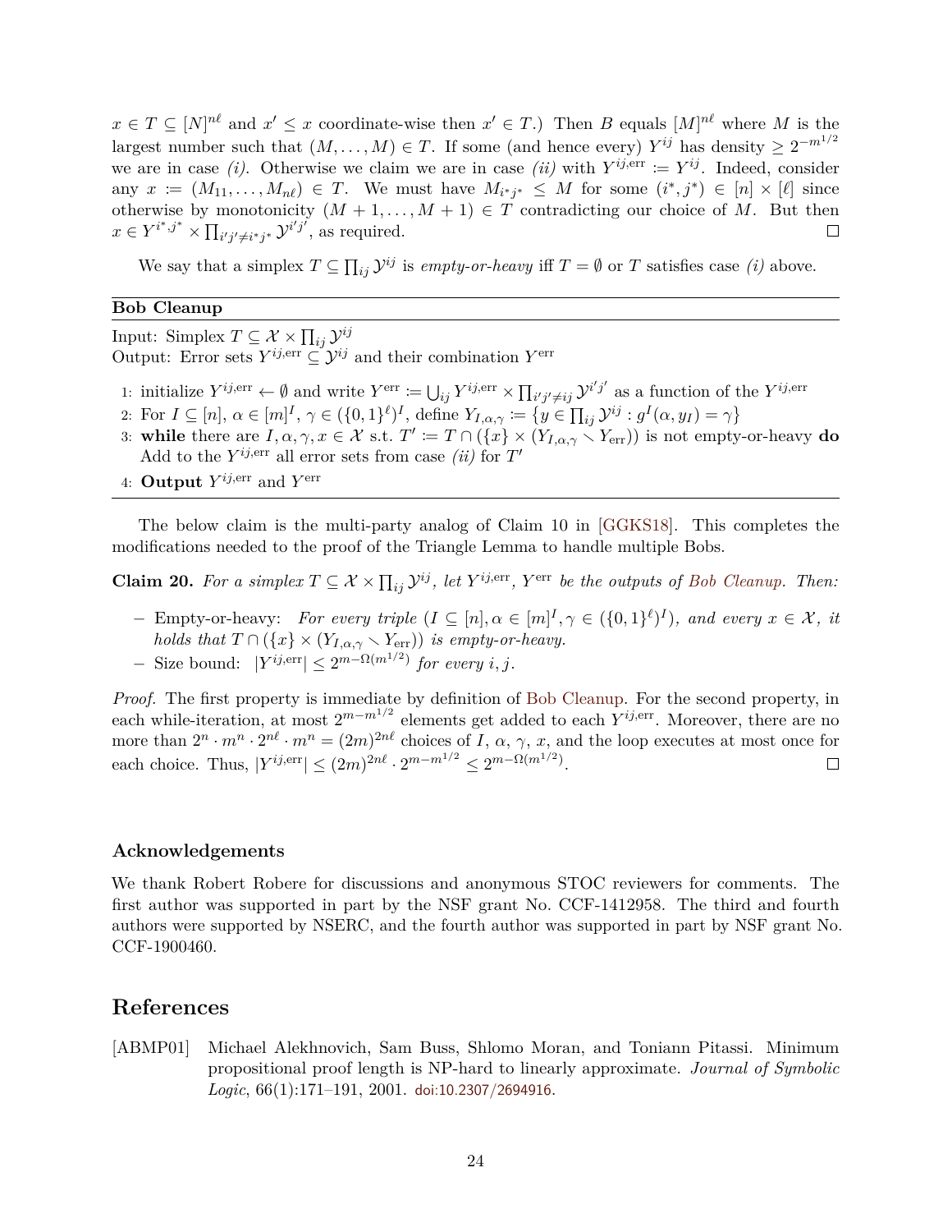$x \in T \subseteq [N]^{n\ell}$ and $x' \le x$ coordinate-wise then $x' \in T$.) Then $B$ equals $[M]^{n\ell}$ where $M$ is the largest number such that $(M, \ldots, M) \in T$. If some (and hence every) $Y^{ij}$ has density $\ge 2^{-m^{1/2}}$ we are in case *(i)*. Otherwise we claim we are in case *(ii)* with $Y^{ij,\text{err}} := Y^{ij}$. Indeed, consider any $x := (M_{11}, \ldots, M_{n\ell}) \in T$. We must have $M_{i^*j^*} \le M$ for some $(i^*, j^*) \in [n] \times [\ell]$ since otherwise by monotonicity $(M+1, \ldots, M+1) \in T$ contradicting our choice of $M$. But then $x \in Y^{i^*,j^*} \times \prod_{i'j' \neq i^*j^*} \mathcal{Y}^{i'j'}$, as required. ◻

We say that a simplex $T \subseteq \prod_{ij} \mathcal{Y}^{ij}$ is *empty-or-heavy* iff $T = \emptyset$ or $T$ satisfies case *(i)* above.

---

**Bob Cleanup**

---

Input: Simplex $T \subseteq \mathcal{X} \times \prod_{ij} \mathcal{Y}^{ij}$
Output: Error sets $Y^{ij,\text{err}} \subseteq \mathcal{Y}^{ij}$ and their combination $Y^{\text{err}}$

1: initialize $Y^{ij,\text{err}} \leftarrow \emptyset$ and write $Y^{\text{err}} := \bigcup_{ij} Y^{ij,\text{err}} \times \prod_{i'j' \neq ij} \mathcal{Y}^{i'j'}$ as a function of the $Y^{ij,\text{err}}$
2: For $I \subseteq [n]$, $\alpha \in [m]^I$, $\gamma \in (\{0,1\}^\ell)^I$, define $Y_{I,\alpha,\gamma} := \{y \in \prod_{ij} \mathcal{Y}^{ij} : g^I(\alpha, y_I) = \gamma\}$
3: **while** there are $I, \alpha, \gamma, x \in \mathcal{X}$ s.t. $T' := T \cap (\{x\} \times (Y_{I,\alpha,\gamma} \smallsetminus Y_{\text{err}}))$ is not empty-or-heavy **do**
   Add to the $Y^{ij,\text{err}}$ all error sets from case *(ii)* for $T'$
4: **Output** $Y^{ij,\text{err}}$ and $Y^{\text{err}}$

---

The below claim is the multi-party analog of Claim 10 in [GGKS18]. This completes the modifications needed to the proof of the Triangle Lemma to handle multiple Bobs.

**Claim 20.** *For a simplex $T \subseteq \mathcal{X} \times \prod_{ij} \mathcal{Y}^{ij}$, let $Y^{ij,\text{err}}$, $Y^{\text{err}}$ be the outputs of Bob Cleanup. Then:*

- Empty-or-heavy: *For every triple $(I \subseteq [n], \alpha \in [m]^I, \gamma \in (\{0,1\}^\ell)^I)$, and every $x \in \mathcal{X}$, it holds that $T \cap (\{x\} \times (Y_{I,\alpha,\gamma} \smallsetminus Y_{\text{err}}))$ is empty-or-heavy.*
- Size bound: $|Y^{ij,\text{err}}| \le 2^{m - \Omega(m^{1/2})}$ *for every $i, j$.*

*Proof.* The first property is immediate by definition of Bob Cleanup. For the second property, in each while-iteration, at most $2^{m - m^{1/2}}$ elements get added to each $Y^{ij,\text{err}}$. Moreover, there are no more than $2^n \cdot m^n \cdot 2^{n\ell} \cdot m^n = (2m)^{2n\ell}$ choices of $I$, $\alpha$, $\gamma$, $x$, and the loop executes at most once for each choice. Thus, $|Y^{ij,\text{err}}| \le (2m)^{2n\ell} \cdot 2^{m - m^{1/2}} \le 2^{m - \Omega(m^{1/2})}$. ◻

### Acknowledgements

We thank Robert Robere for discussions and anonymous STOC reviewers for comments. The first author was supported in part by the NSF grant No. CCF-1412958. The third and fourth authors were supported by NSERC, and the fourth author was supported in part by NSF grant No. CCF-1900460.

## References

[ABMP01] Michael Alekhnovich, Sam Buss, Shlomo Moran, and Toniann Pitassi. Minimum propositional proof length is NP-hard to linearly approximate. *Journal of Symbolic Logic*, 66(1):171–191, 2001. doi:10.2307/2694916.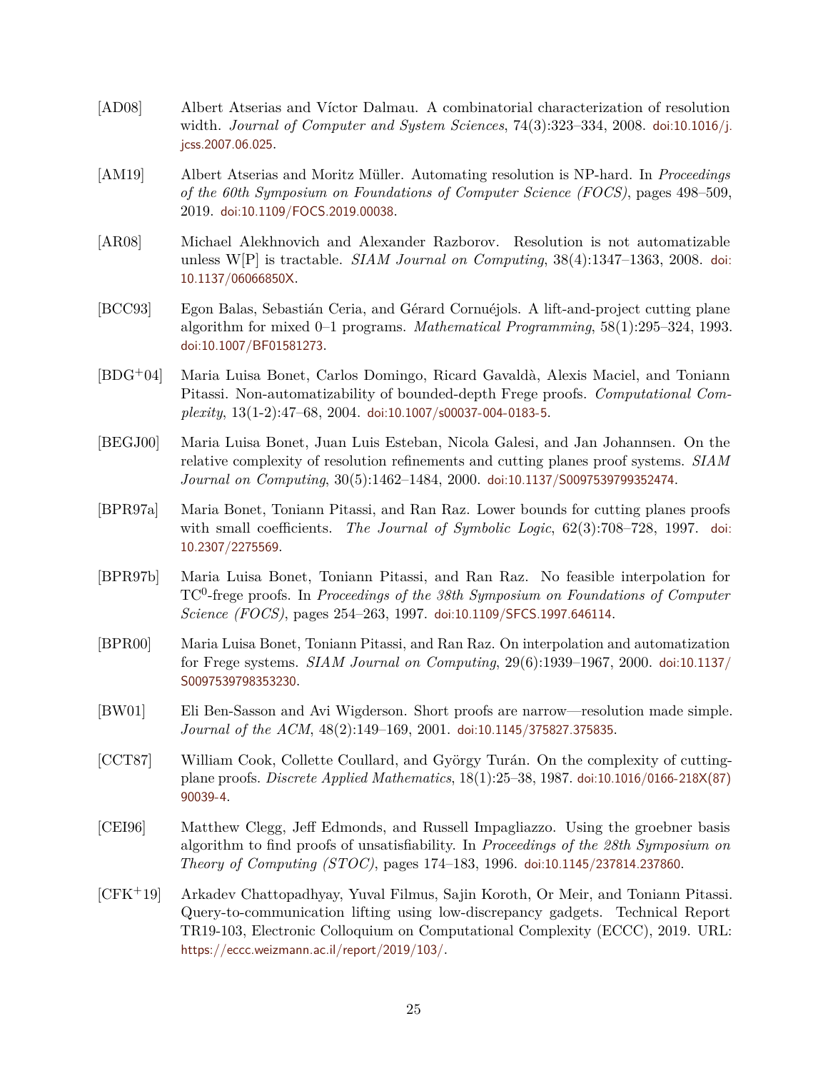[AD08] Albert Atserias and Víctor Dalmau. A combinatorial characterization of resolution width. *Journal of Computer and System Sciences*, 74(3):323–334, 2008. doi:10.1016/j.jcss.2007.06.025.

[AM19] Albert Atserias and Moritz Müller. Automating resolution is NP-hard. In *Proceedings of the 60th Symposium on Foundations of Computer Science (FOCS)*, pages 498–509, 2019. doi:10.1109/FOCS.2019.00038.

[AR08] Michael Alekhnovich and Alexander Razborov. Resolution is not automatizable unless W[P] is tractable. *SIAM Journal on Computing*, 38(4):1347–1363, 2008. doi:10.1137/06066850X.

[BCC93] Egon Balas, Sebastián Ceria, and Gérard Cornuéjols. A lift-and-project cutting plane algorithm for mixed 0–1 programs. *Mathematical Programming*, 58(1):295–324, 1993. doi:10.1007/BF01581273.

[BDG+04] Maria Luisa Bonet, Carlos Domingo, Ricard Gavaldà, Alexis Maciel, and Toniann Pitassi. Non-automatizability of bounded-depth Frege proofs. *Computational Complexity*, 13(1-2):47–68, 2004. doi:10.1007/s00037-004-0183-5.

[BEGJ00] Maria Luisa Bonet, Juan Luis Esteban, Nicola Galesi, and Jan Johannsen. On the relative complexity of resolution refinements and cutting planes proof systems. *SIAM Journal on Computing*, 30(5):1462–1484, 2000. doi:10.1137/S0097539799352474.

[BPR97a] Maria Bonet, Toniann Pitassi, and Ran Raz. Lower bounds for cutting planes proofs with small coefficients. *The Journal of Symbolic Logic*, 62(3):708–728, 1997. doi:10.2307/2275569.

[BPR97b] Maria Luisa Bonet, Toniann Pitassi, and Ran Raz. No feasible interpolation for $\mathrm{TC}^0$-frege proofs. In *Proceedings of the 38th Symposium on Foundations of Computer Science (FOCS)*, pages 254–263, 1997. doi:10.1109/SFCS.1997.646114.

[BPR00] Maria Luisa Bonet, Toniann Pitassi, and Ran Raz. On interpolation and automatization for Frege systems. *SIAM Journal on Computing*, 29(6):1939–1967, 2000. doi:10.1137/S0097539798353230.

[BW01] Eli Ben-Sasson and Avi Wigderson. Short proofs are narrow—resolution made simple. *Journal of the ACM*, 48(2):149–169, 2001. doi:10.1145/375827.375835.

[CCT87] William Cook, Collette Coullard, and György Turán. On the complexity of cutting-plane proofs. *Discrete Applied Mathematics*, 18(1):25–38, 1987. doi:10.1016/0166-218X(87)90039-4.

[CEI96] Matthew Clegg, Jeff Edmonds, and Russell Impagliazzo. Using the groebner basis algorithm to find proofs of unsatisfiability. In *Proceedings of the 28th Symposium on Theory of Computing (STOC)*, pages 174–183, 1996. doi:10.1145/237814.237860.

[CFK+19] Arkadev Chattopadhyay, Yuval Filmus, Sajin Koroth, Or Meir, and Toniann Pitassi. Query-to-communication lifting using low-discrepancy gadgets. Technical Report TR19-103, Electronic Colloquium on Computational Complexity (ECCC), 2019. URL: https://eccc.weizmann.ac.il/report/2019/103/.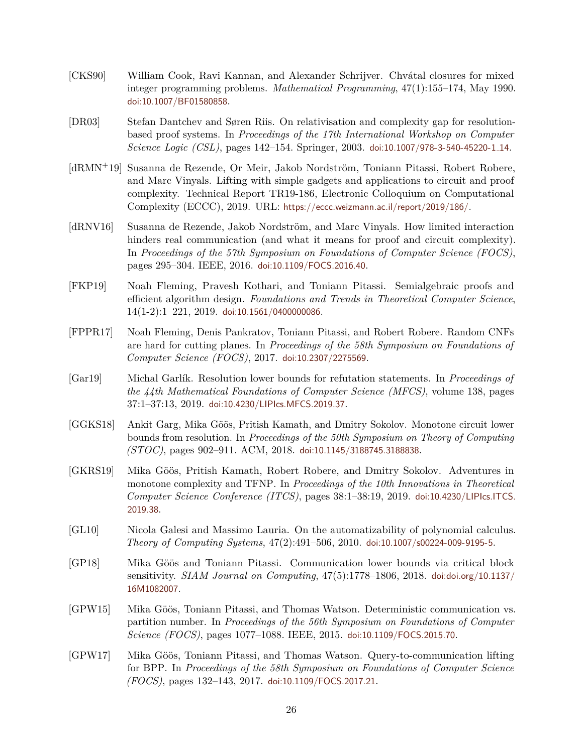[CKS90] William Cook, Ravi Kannan, and Alexander Schrijver. Chvátal closures for mixed integer programming problems. *Mathematical Programming*, 47(1):155–174, May 1990. doi:10.1007/BF01580858.

[DR03] Stefan Dantchev and Søren Riis. On relativisation and complexity gap for resolution-based proof systems. In *Proceedings of the 17th International Workshop on Computer Science Logic (CSL)*, pages 142–154. Springer, 2003. doi:10.1007/978-3-540-45220-1_14.

[dRMN+19] Susanna de Rezende, Or Meir, Jakob Nordström, Toniann Pitassi, Robert Robere, and Marc Vinyals. Lifting with simple gadgets and applications to circuit and proof complexity. Technical Report TR19-186, Electronic Colloquium on Computational Complexity (ECCC), 2019. URL: https://eccc.weizmann.ac.il/report/2019/186/.

[dRNV16] Susanna de Rezende, Jakob Nordström, and Marc Vinyals. How limited interaction hinders real communication (and what it means for proof and circuit complexity). In *Proceedings of the 57th Symposium on Foundations of Computer Science (FOCS)*, pages 295–304. IEEE, 2016. doi:10.1109/FOCS.2016.40.

[FKP19] Noah Fleming, Pravesh Kothari, and Toniann Pitassi. Semialgebraic proofs and efficient algorithm design. *Foundations and Trends in Theoretical Computer Science*, 14(1-2):1–221, 2019. doi:10.1561/0400000086.

[FPPR17] Noah Fleming, Denis Pankratov, Toniann Pitassi, and Robert Robere. Random CNFs are hard for cutting planes. In *Proceedings of the 58th Symposium on Foundations of Computer Science (FOCS)*, 2017. doi:10.2307/2275569.

[Gar19] Michal Garlík. Resolution lower bounds for refutation statements. In *Proceedings of the 44th Mathematical Foundations of Computer Science (MFCS)*, volume 138, pages 37:1–37:13, 2019. doi:10.4230/LIPIcs.MFCS.2019.37.

[GGKS18] Ankit Garg, Mika Göös, Pritish Kamath, and Dmitry Sokolov. Monotone circuit lower bounds from resolution. In *Proceedings of the 50th Symposium on Theory of Computing (STOC)*, pages 902–911. ACM, 2018. doi:10.1145/3188745.3188838.

[GKRS19] Mika Göös, Pritish Kamath, Robert Robere, and Dmitry Sokolov. Adventures in monotone complexity and TFNP. In *Proceedings of the 10th Innovations in Theoretical Computer Science Conference (ITCS)*, pages 38:1–38:19, 2019. doi:10.4230/LIPIcs.ITCS.2019.38.

[GL10] Nicola Galesi and Massimo Lauria. On the automatizability of polynomial calculus. *Theory of Computing Systems*, 47(2):491–506, 2010. doi:10.1007/s00224-009-9195-5.

[GP18] Mika Göös and Toniann Pitassi. Communication lower bounds via critical block sensitivity. *SIAM Journal on Computing*, 47(5):1778–1806, 2018. doi:doi.org/10.1137/16M1082007.

[GPW15] Mika Göös, Toniann Pitassi, and Thomas Watson. Deterministic communication vs. partition number. In *Proceedings of the 56th Symposium on Foundations of Computer Science (FOCS)*, pages 1077–1088. IEEE, 2015. doi:10.1109/FOCS.2015.70.

[GPW17] Mika Göös, Toniann Pitassi, and Thomas Watson. Query-to-communication lifting for BPP. In *Proceedings of the 58th Symposium on Foundations of Computer Science (FOCS)*, pages 132–143, 2017. doi:10.1109/FOCS.2017.21.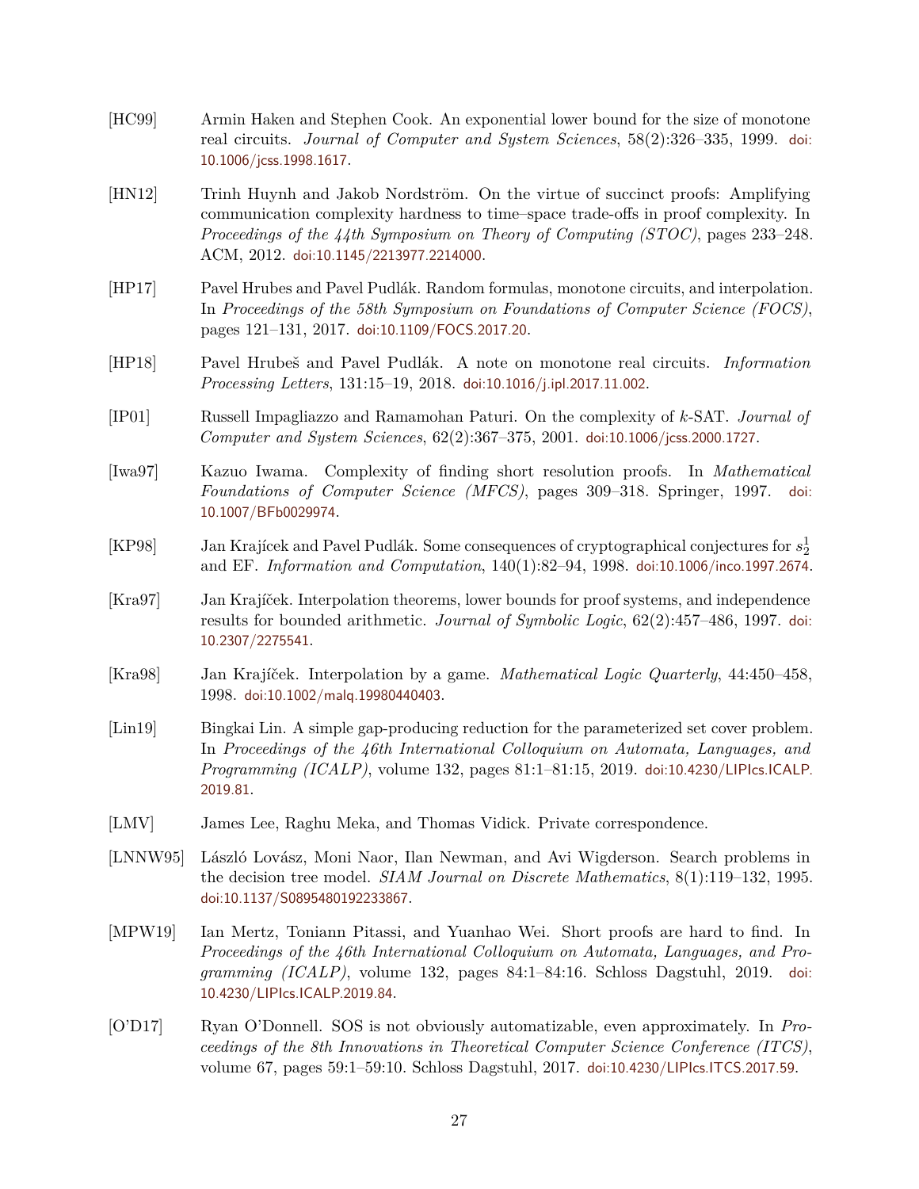[HC99] Armin Haken and Stephen Cook. An exponential lower bound for the size of monotone real circuits. *Journal of Computer and System Sciences*, 58(2):326–335, 1999. doi:10.1006/jcss.1998.1617.

[HN12] Trinh Huynh and Jakob Nordström. On the virtue of succinct proofs: Amplifying communication complexity hardness to time–space trade-offs in proof complexity. In *Proceedings of the 44th Symposium on Theory of Computing (STOC)*, pages 233–248. ACM, 2012. doi:10.1145/2213977.2214000.

[HP17] Pavel Hrubes and Pavel Pudlák. Random formulas, monotone circuits, and interpolation. In *Proceedings of the 58th Symposium on Foundations of Computer Science (FOCS)*, pages 121–131, 2017. doi:10.1109/FOCS.2017.20.

[HP18] Pavel Hrubeš and Pavel Pudlák. A note on monotone real circuits. *Information Processing Letters*, 131:15–19, 2018. doi:10.1016/j.ipl.2017.11.002.

[IP01] Russell Impagliazzo and Ramamohan Paturi. On the complexity of $k$-SAT. *Journal of Computer and System Sciences*, 62(2):367–375, 2001. doi:10.1006/jcss.2000.1727.

[Iwa97] Kazuo Iwama. Complexity of finding short resolution proofs. In *Mathematical Foundations of Computer Science (MFCS)*, pages 309–318. Springer, 1997. doi:10.1007/BFb0029974.

[KP98] Jan Krajícek and Pavel Pudlák. Some consequences of cryptographical conjectures for $s_2^1$ and EF. *Information and Computation*, 140(1):82–94, 1998. doi:10.1006/inco.1997.2674.

[Kra97] Jan Krajíček. Interpolation theorems, lower bounds for proof systems, and independence results for bounded arithmetic. *Journal of Symbolic Logic*, 62(2):457–486, 1997. doi:10.2307/2275541.

[Kra98] Jan Krajíček. Interpolation by a game. *Mathematical Logic Quarterly*, 44:450–458, 1998. doi:10.1002/malq.19980440403.

[Lin19] Bingkai Lin. A simple gap-producing reduction for the parameterized set cover problem. In *Proceedings of the 46th International Colloquium on Automata, Languages, and Programming (ICALP)*, volume 132, pages 81:1–81:15, 2019. doi:10.4230/LIPIcs.ICALP.2019.81.

[LMV] James Lee, Raghu Meka, and Thomas Vidick. Private correspondence.

[LNNW95] László Lovász, Moni Naor, Ilan Newman, and Avi Wigderson. Search problems in the decision tree model. *SIAM Journal on Discrete Mathematics*, 8(1):119–132, 1995. doi:10.1137/S0895480192233867.

[MPW19] Ian Mertz, Toniann Pitassi, and Yuanhao Wei. Short proofs are hard to find. In *Proceedings of the 46th International Colloquium on Automata, Languages, and Programming (ICALP)*, volume 132, pages 84:1–84:16. Schloss Dagstuhl, 2019. doi:10.4230/LIPIcs.ICALP.2019.84.

[O'D17] Ryan O'Donnell. SOS is not obviously automatizable, even approximately. In *Proceedings of the 8th Innovations in Theoretical Computer Science Conference (ITCS)*, volume 67, pages 59:1–59:10. Schloss Dagstuhl, 2017. doi:10.4230/LIPIcs.ITCS.2017.59.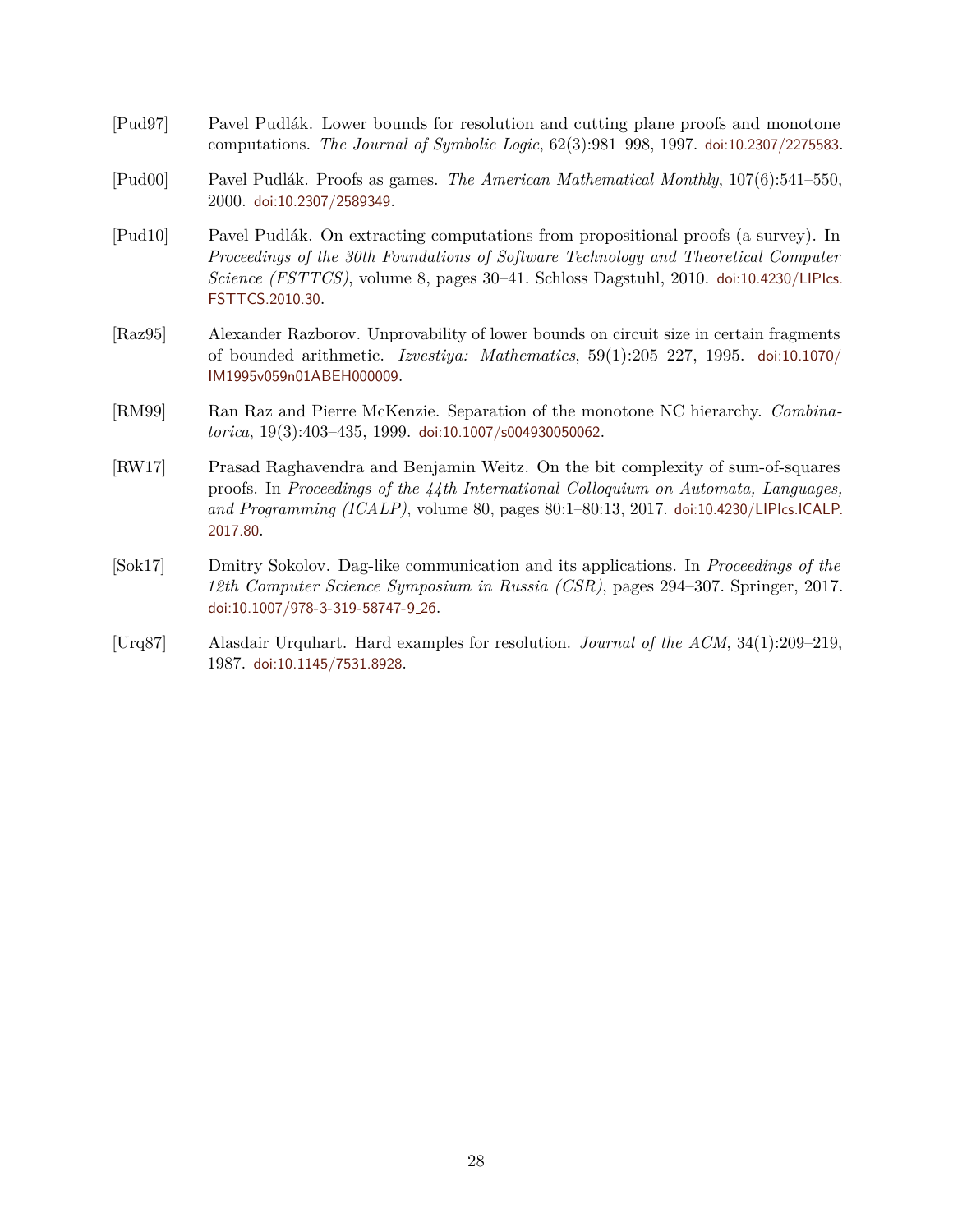[Pud97] Pavel Pudlák. Lower bounds for resolution and cutting plane proofs and monotone computations. *The Journal of Symbolic Logic*, 62(3):981–998, 1997. doi:10.2307/2275583.

[Pud00] Pavel Pudlák. Proofs as games. *The American Mathematical Monthly*, 107(6):541–550, 2000. doi:10.2307/2589349.

[Pud10] Pavel Pudlák. On extracting computations from propositional proofs (a survey). In *Proceedings of the 30th Foundations of Software Technology and Theoretical Computer Science (FSTTCS)*, volume 8, pages 30–41. Schloss Dagstuhl, 2010. doi:10.4230/LIPIcs.FSTTCS.2010.30.

[Raz95] Alexander Razborov. Unprovability of lower bounds on circuit size in certain fragments of bounded arithmetic. *Izvestiya: Mathematics*, 59(1):205–227, 1995. doi:10.1070/IM1995v059n01ABEH000009.

[RM99] Ran Raz and Pierre McKenzie. Separation of the monotone NC hierarchy. *Combinatorica*, 19(3):403–435, 1999. doi:10.1007/s004930050062.

[RW17] Prasad Raghavendra and Benjamin Weitz. On the bit complexity of sum-of-squares proofs. In *Proceedings of the 44th International Colloquium on Automata, Languages, and Programming (ICALP)*, volume 80, pages 80:1–80:13, 2017. doi:10.4230/LIPIcs.ICALP.2017.80.

[Sok17] Dmitry Sokolov. Dag-like communication and its applications. In *Proceedings of the 12th Computer Science Symposium in Russia (CSR)*, pages 294–307. Springer, 2017. doi:10.1007/978-3-319-58747-9_26.

[Urq87] Alasdair Urquhart. Hard examples for resolution. *Journal of the ACM*, 34(1):209–219, 1987. doi:10.1145/7531.8928.